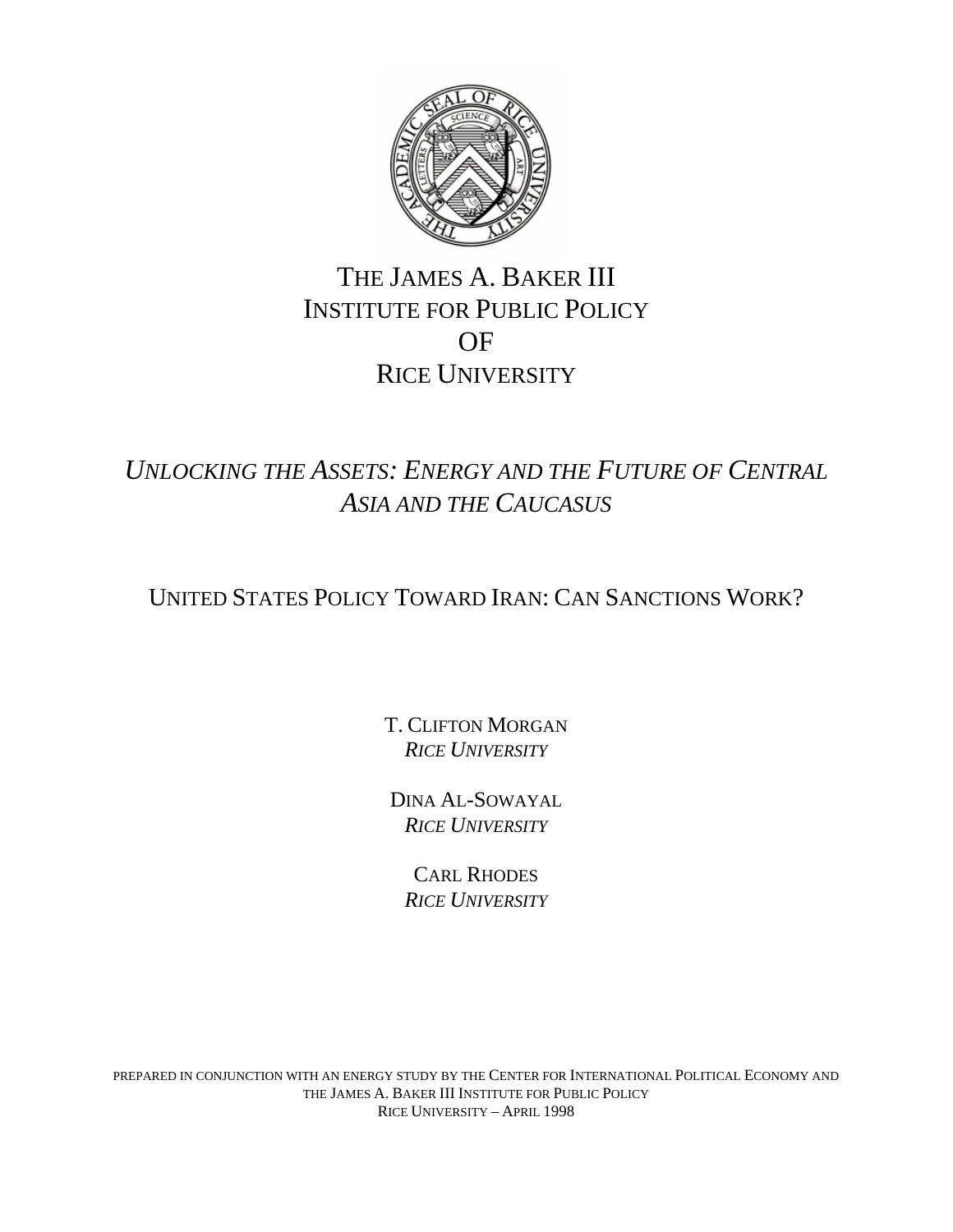# THE JAMES A. BAKER III INSTITUTE FOR PUBLIC POLICY OF RICE UNIVERSITY

## *UNLOCKING THE ASSETS: ENERGY AND THE FUTURE OF CENTRAL ASIA AND THE CAUCASUS*

## UNITED STATES POLICY TOWARD IRAN: CAN SANCTIONS WORK?

T. CLIFTON MORGAN
*RICE UNIVERSITY*

DINA AL-SOWAYAL
*RICE UNIVERSITY*

CARL RHODES
*RICE UNIVERSITY*

PREPARED IN CONJUNCTION WITH AN ENERGY STUDY BY THE CENTER FOR INTERNATIONAL POLITICAL ECONOMY AND THE JAMES A. BAKER III INSTITUTE FOR PUBLIC POLICY
RICE UNIVERSITY – APRIL 1998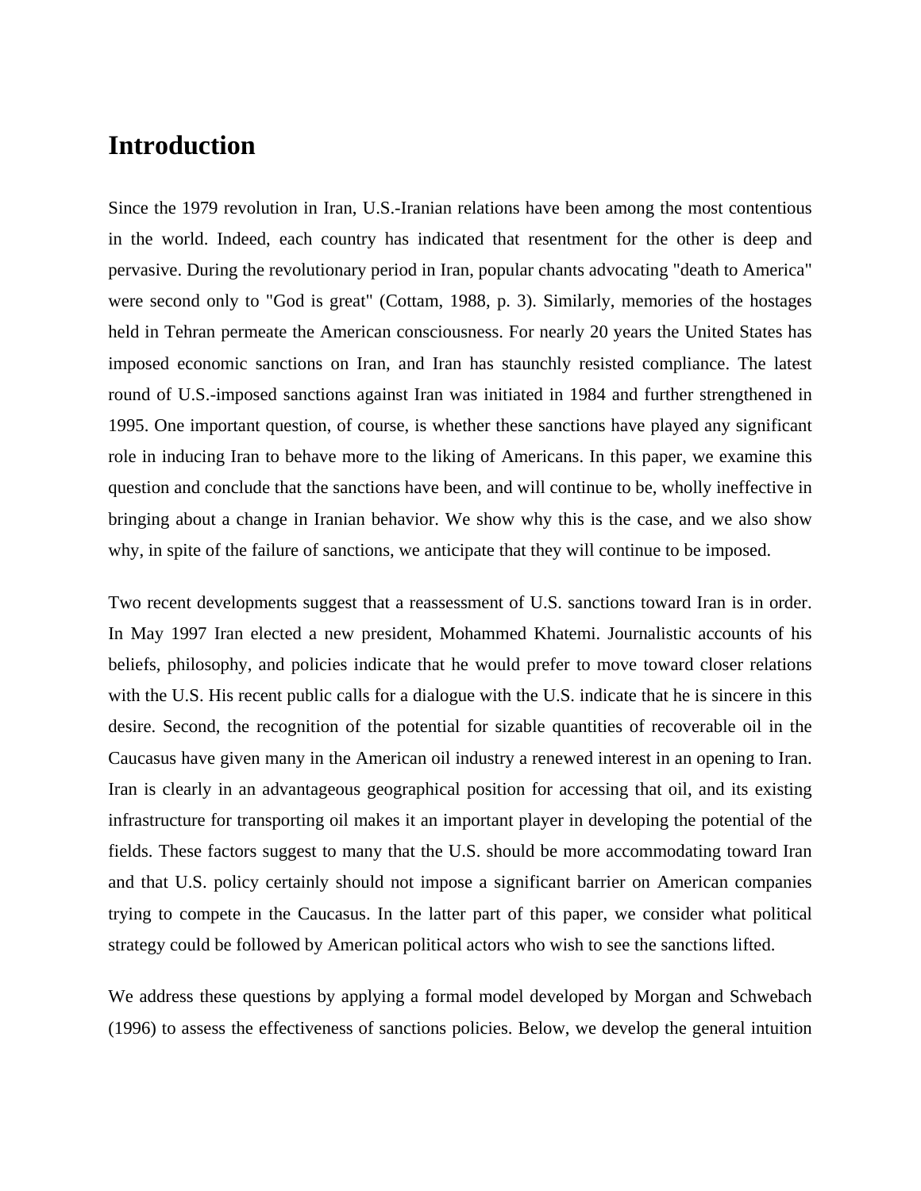# Introduction

Since the 1979 revolution in Iran, U.S.-Iranian relations have been among the most contentious in the world. Indeed, each country has indicated that resentment for the other is deep and pervasive. During the revolutionary period in Iran, popular chants advocating "death to America" were second only to "God is great" (Cottam, 1988, p. 3). Similarly, memories of the hostages held in Tehran permeate the American consciousness. For nearly 20 years the United States has imposed economic sanctions on Iran, and Iran has staunchly resisted compliance. The latest round of U.S.-imposed sanctions against Iran was initiated in 1984 and further strengthened in 1995. One important question, of course, is whether these sanctions have played any significant role in inducing Iran to behave more to the liking of Americans. In this paper, we examine this question and conclude that the sanctions have been, and will continue to be, wholly ineffective in bringing about a change in Iranian behavior. We show why this is the case, and we also show why, in spite of the failure of sanctions, we anticipate that they will continue to be imposed.

Two recent developments suggest that a reassessment of U.S. sanctions toward Iran is in order. In May 1997 Iran elected a new president, Mohammed Khatemi. Journalistic accounts of his beliefs, philosophy, and policies indicate that he would prefer to move toward closer relations with the U.S. His recent public calls for a dialogue with the U.S. indicate that he is sincere in this desire. Second, the recognition of the potential for sizable quantities of recoverable oil in the Caucasus have given many in the American oil industry a renewed interest in an opening to Iran. Iran is clearly in an advantageous geographical position for accessing that oil, and its existing infrastructure for transporting oil makes it an important player in developing the potential of the fields. These factors suggest to many that the U.S. should be more accommodating toward Iran and that U.S. policy certainly should not impose a significant barrier on American companies trying to compete in the Caucasus. In the latter part of this paper, we consider what political strategy could be followed by American political actors who wish to see the sanctions lifted.

We address these questions by applying a formal model developed by Morgan and Schwebach (1996) to assess the effectiveness of sanctions policies. Below, we develop the general intuition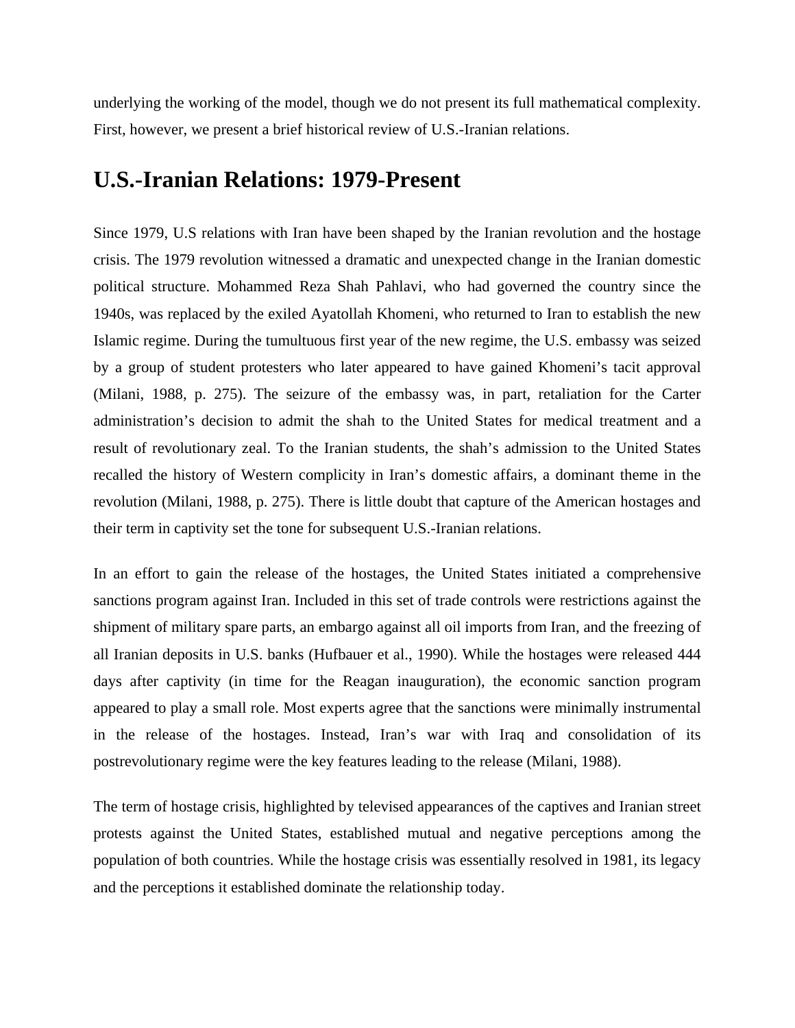underlying the working of the model, though we do not present its full mathematical complexity. First, however, we present a brief historical review of U.S.-Iranian relations.

## U.S.-Iranian Relations: 1979-Present

Since 1979, U.S relations with Iran have been shaped by the Iranian revolution and the hostage crisis. The 1979 revolution witnessed a dramatic and unexpected change in the Iranian domestic political structure. Mohammed Reza Shah Pahlavi, who had governed the country since the 1940s, was replaced by the exiled Ayatollah Khomeni, who returned to Iran to establish the new Islamic regime. During the tumultuous first year of the new regime, the U.S. embassy was seized by a group of student protesters who later appeared to have gained Khomeni's tacit approval (Milani, 1988, p. 275). The seizure of the embassy was, in part, retaliation for the Carter administration's decision to admit the shah to the United States for medical treatment and a result of revolutionary zeal. To the Iranian students, the shah's admission to the United States recalled the history of Western complicity in Iran's domestic affairs, a dominant theme in the revolution (Milani, 1988, p. 275). There is little doubt that capture of the American hostages and their term in captivity set the tone for subsequent U.S.-Iranian relations.

In an effort to gain the release of the hostages, the United States initiated a comprehensive sanctions program against Iran. Included in this set of trade controls were restrictions against the shipment of military spare parts, an embargo against all oil imports from Iran, and the freezing of all Iranian deposits in U.S. banks (Hufbauer et al., 1990). While the hostages were released 444 days after captivity (in time for the Reagan inauguration), the economic sanction program appeared to play a small role. Most experts agree that the sanctions were minimally instrumental in the release of the hostages. Instead, Iran's war with Iraq and consolidation of its postrevolutionary regime were the key features leading to the release (Milani, 1988).

The term of hostage crisis, highlighted by televised appearances of the captives and Iranian street protests against the United States, established mutual and negative perceptions among the population of both countries. While the hostage crisis was essentially resolved in 1981, its legacy and the perceptions it established dominate the relationship today.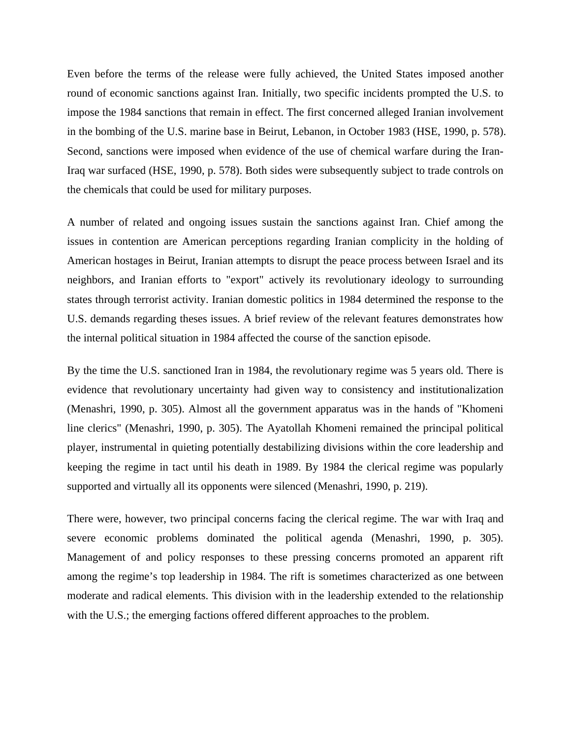Even before the terms of the release were fully achieved, the United States imposed another round of economic sanctions against Iran. Initially, two specific incidents prompted the U.S. to impose the 1984 sanctions that remain in effect. The first concerned alleged Iranian involvement in the bombing of the U.S. marine base in Beirut, Lebanon, in October 1983 (HSE, 1990, p. 578). Second, sanctions were imposed when evidence of the use of chemical warfare during the Iran-Iraq war surfaced (HSE, 1990, p. 578). Both sides were subsequently subject to trade controls on the chemicals that could be used for military purposes.

A number of related and ongoing issues sustain the sanctions against Iran. Chief among the issues in contention are American perceptions regarding Iranian complicity in the holding of American hostages in Beirut, Iranian attempts to disrupt the peace process between Israel and its neighbors, and Iranian efforts to "export" actively its revolutionary ideology to surrounding states through terrorist activity. Iranian domestic politics in 1984 determined the response to the U.S. demands regarding theses issues. A brief review of the relevant features demonstrates how the internal political situation in 1984 affected the course of the sanction episode.

By the time the U.S. sanctioned Iran in 1984, the revolutionary regime was 5 years old. There is evidence that revolutionary uncertainty had given way to consistency and institutionalization (Menashri, 1990, p. 305). Almost all the government apparatus was in the hands of "Khomeni line clerics" (Menashri, 1990, p. 305). The Ayatollah Khomeni remained the principal political player, instrumental in quieting potentially destabilizing divisions within the core leadership and keeping the regime in tact until his death in 1989. By 1984 the clerical regime was popularly supported and virtually all its opponents were silenced (Menashri, 1990, p. 219).

There were, however, two principal concerns facing the clerical regime. The war with Iraq and severe economic problems dominated the political agenda (Menashri, 1990, p. 305). Management of and policy responses to these pressing concerns promoted an apparent rift among the regime's top leadership in 1984. The rift is sometimes characterized as one between moderate and radical elements. This division with in the leadership extended to the relationship with the U.S.; the emerging factions offered different approaches to the problem.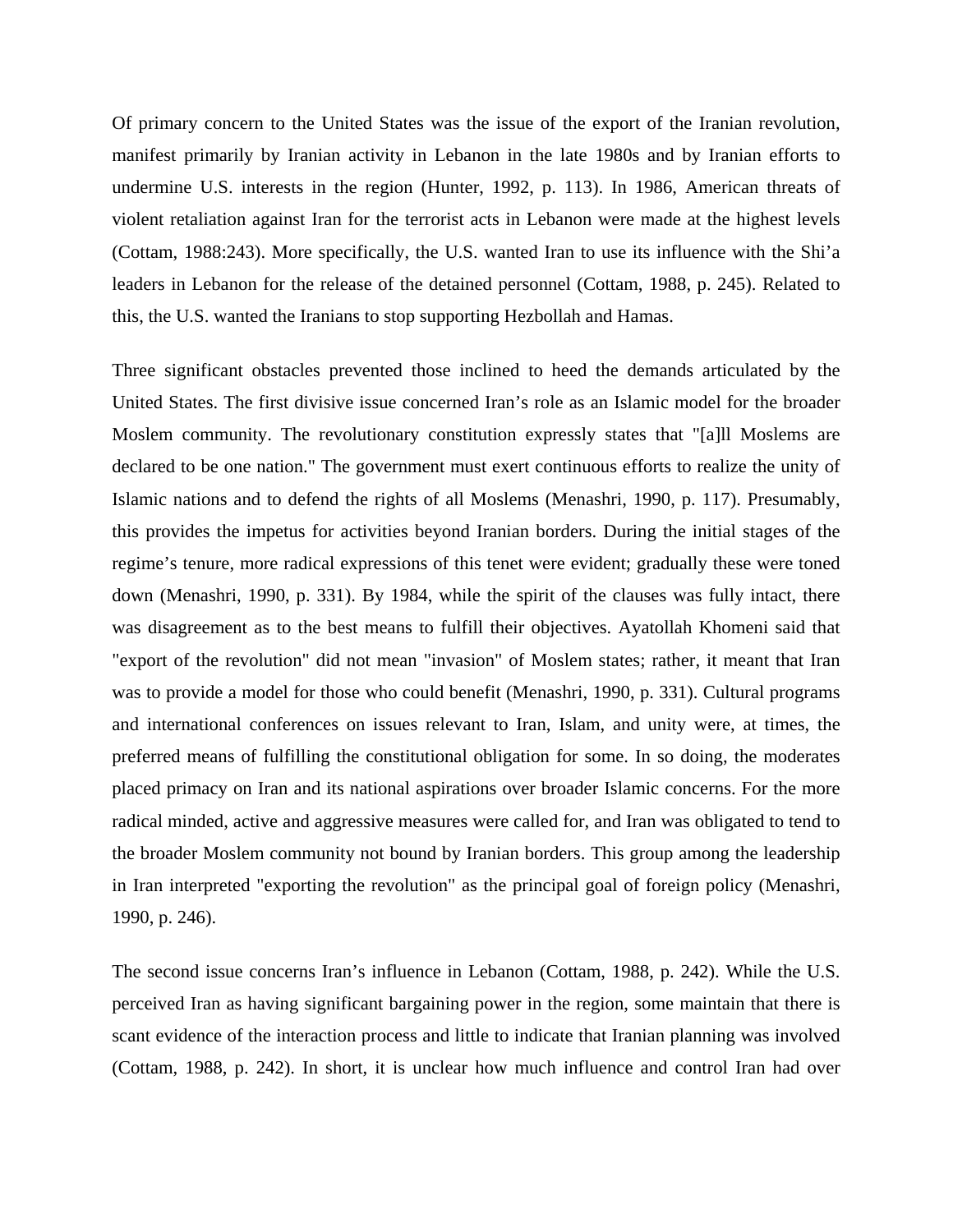Of primary concern to the United States was the issue of the export of the Iranian revolution, manifest primarily by Iranian activity in Lebanon in the late 1980s and by Iranian efforts to undermine U.S. interests in the region (Hunter, 1992, p. 113). In 1986, American threats of violent retaliation against Iran for the terrorist acts in Lebanon were made at the highest levels (Cottam, 1988:243). More specifically, the U.S. wanted Iran to use its influence with the Shi'a leaders in Lebanon for the release of the detained personnel (Cottam, 1988, p. 245). Related to this, the U.S. wanted the Iranians to stop supporting Hezbollah and Hamas.

Three significant obstacles prevented those inclined to heed the demands articulated by the United States. The first divisive issue concerned Iran's role as an Islamic model for the broader Moslem community. The revolutionary constitution expressly states that "[a]ll Moslems are declared to be one nation." The government must exert continuous efforts to realize the unity of Islamic nations and to defend the rights of all Moslems (Menashri, 1990, p. 117). Presumably, this provides the impetus for activities beyond Iranian borders. During the initial stages of the regime's tenure, more radical expressions of this tenet were evident; gradually these were toned down (Menashri, 1990, p. 331). By 1984, while the spirit of the clauses was fully intact, there was disagreement as to the best means to fulfill their objectives. Ayatollah Khomeni said that "export of the revolution" did not mean "invasion" of Moslem states; rather, it meant that Iran was to provide a model for those who could benefit (Menashri, 1990, p. 331). Cultural programs and international conferences on issues relevant to Iran, Islam, and unity were, at times, the preferred means of fulfilling the constitutional obligation for some. In so doing, the moderates placed primacy on Iran and its national aspirations over broader Islamic concerns. For the more radical minded, active and aggressive measures were called for, and Iran was obligated to tend to the broader Moslem community not bound by Iranian borders. This group among the leadership in Iran interpreted "exporting the revolution" as the principal goal of foreign policy (Menashri, 1990, p. 246).

The second issue concerns Iran's influence in Lebanon (Cottam, 1988, p. 242). While the U.S. perceived Iran as having significant bargaining power in the region, some maintain that there is scant evidence of the interaction process and little to indicate that Iranian planning was involved (Cottam, 1988, p. 242). In short, it is unclear how much influence and control Iran had over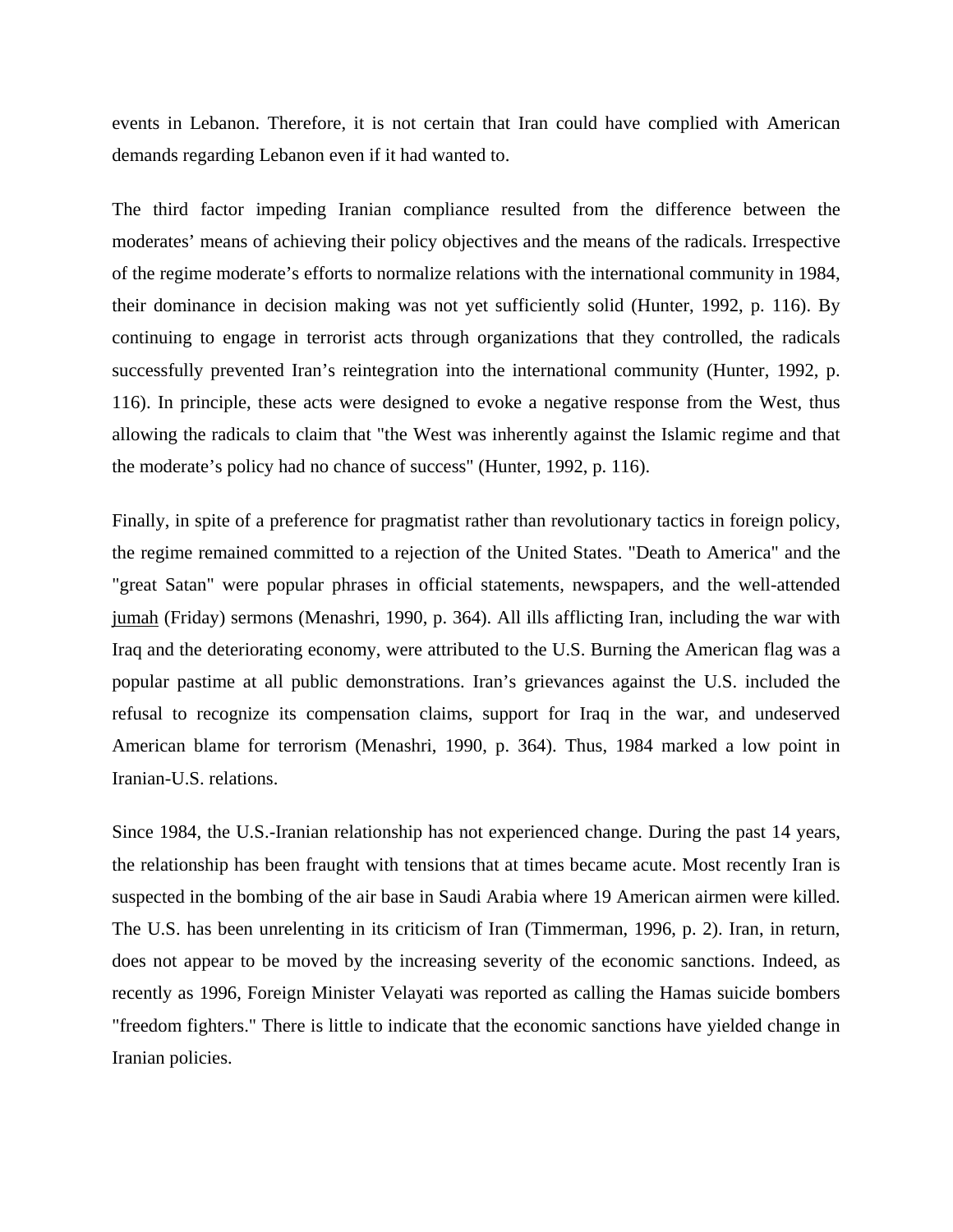events in Lebanon. Therefore, it is not certain that Iran could have complied with American demands regarding Lebanon even if it had wanted to.

The third factor impeding Iranian compliance resulted from the difference between the moderates' means of achieving their policy objectives and the means of the radicals. Irrespective of the regime moderate's efforts to normalize relations with the international community in 1984, their dominance in decision making was not yet sufficiently solid (Hunter, 1992, p. 116). By continuing to engage in terrorist acts through organizations that they controlled, the radicals successfully prevented Iran's reintegration into the international community (Hunter, 1992, p. 116). In principle, these acts were designed to evoke a negative response from the West, thus allowing the radicals to claim that "the West was inherently against the Islamic regime and that the moderate's policy had no chance of success" (Hunter, 1992, p. 116).

Finally, in spite of a preference for pragmatist rather than revolutionary tactics in foreign policy, the regime remained committed to a rejection of the United States. "Death to America" and the "great Satan" were popular phrases in official statements, newspapers, and the well-attended jumah (Friday) sermons (Menashri, 1990, p. 364). All ills afflicting Iran, including the war with Iraq and the deteriorating economy, were attributed to the U.S. Burning the American flag was a popular pastime at all public demonstrations. Iran's grievances against the U.S. included the refusal to recognize its compensation claims, support for Iraq in the war, and undeserved American blame for terrorism (Menashri, 1990, p. 364). Thus, 1984 marked a low point in Iranian-U.S. relations.

Since 1984, the U.S.-Iranian relationship has not experienced change. During the past 14 years, the relationship has been fraught with tensions that at times became acute. Most recently Iran is suspected in the bombing of the air base in Saudi Arabia where 19 American airmen were killed. The U.S. has been unrelenting in its criticism of Iran (Timmerman, 1996, p. 2). Iran, in return, does not appear to be moved by the increasing severity of the economic sanctions. Indeed, as recently as 1996, Foreign Minister Velayati was reported as calling the Hamas suicide bombers "freedom fighters." There is little to indicate that the economic sanctions have yielded change in Iranian policies.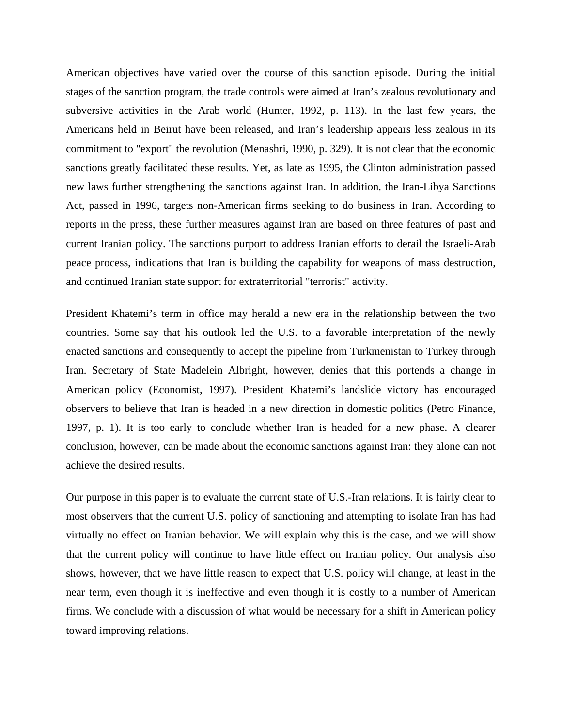American objectives have varied over the course of this sanction episode. During the initial stages of the sanction program, the trade controls were aimed at Iran's zealous revolutionary and subversive activities in the Arab world (Hunter, 1992, p. 113). In the last few years, the Americans held in Beirut have been released, and Iran's leadership appears less zealous in its commitment to "export" the revolution (Menashri, 1990, p. 329). It is not clear that the economic sanctions greatly facilitated these results. Yet, as late as 1995, the Clinton administration passed new laws further strengthening the sanctions against Iran. In addition, the Iran-Libya Sanctions Act, passed in 1996, targets non-American firms seeking to do business in Iran. According to reports in the press, these further measures against Iran are based on three features of past and current Iranian policy. The sanctions purport to address Iranian efforts to derail the Israeli-Arab peace process, indications that Iran is building the capability for weapons of mass destruction, and continued Iranian state support for extraterritorial "terrorist" activity.

President Khatemi's term in office may herald a new era in the relationship between the two countries. Some say that his outlook led the U.S. to a favorable interpretation of the newly enacted sanctions and consequently to accept the pipeline from Turkmenistan to Turkey through Iran. Secretary of State Madelein Albright, however, denies that this portends a change in American policy (Economist, 1997). President Khatemi's landslide victory has encouraged observers to believe that Iran is headed in a new direction in domestic politics (Petro Finance, 1997, p. 1). It is too early to conclude whether Iran is headed for a new phase. A clearer conclusion, however, can be made about the economic sanctions against Iran: they alone can not achieve the desired results.

Our purpose in this paper is to evaluate the current state of U.S.-Iran relations. It is fairly clear to most observers that the current U.S. policy of sanctioning and attempting to isolate Iran has had virtually no effect on Iranian behavior. We will explain why this is the case, and we will show that the current policy will continue to have little effect on Iranian policy. Our analysis also shows, however, that we have little reason to expect that U.S. policy will change, at least in the near term, even though it is ineffective and even though it is costly to a number of American firms. We conclude with a discussion of what would be necessary for a shift in American policy toward improving relations.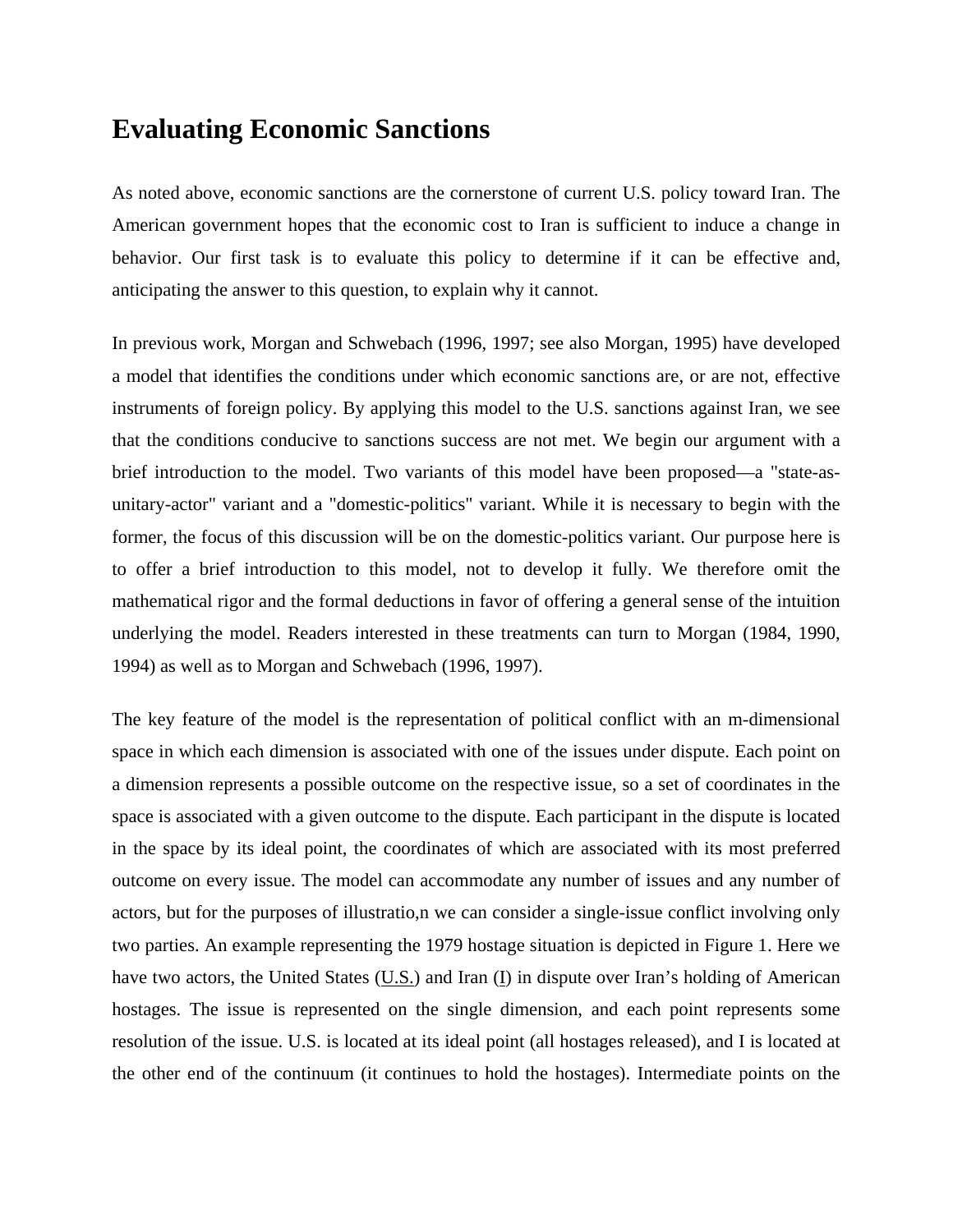# Evaluating Economic Sanctions

As noted above, economic sanctions are the cornerstone of current U.S. policy toward Iran. The American government hopes that the economic cost to Iran is sufficient to induce a change in behavior. Our first task is to evaluate this policy to determine if it can be effective and, anticipating the answer to this question, to explain why it cannot.

In previous work, Morgan and Schwebach (1996, 1997; see also Morgan, 1995) have developed a model that identifies the conditions under which economic sanctions are, or are not, effective instruments of foreign policy. By applying this model to the U.S. sanctions against Iran, we see that the conditions conducive to sanctions success are not met. We begin our argument with a brief introduction to the model. Two variants of this model have been proposed—a "state-as-unitary-actor" variant and a "domestic-politics" variant. While it is necessary to begin with the former, the focus of this discussion will be on the domestic-politics variant. Our purpose here is to offer a brief introduction to this model, not to develop it fully. We therefore omit the mathematical rigor and the formal deductions in favor of offering a general sense of the intuition underlying the model. Readers interested in these treatments can turn to Morgan (1984, 1990, 1994) as well as to Morgan and Schwebach (1996, 1997).

The key feature of the model is the representation of political conflict with an m-dimensional space in which each dimension is associated with one of the issues under dispute. Each point on a dimension represents a possible outcome on the respective issue, so a set of coordinates in the space is associated with a given outcome to the dispute. Each participant in the dispute is located in the space by its ideal point, the coordinates of which are associated with its most preferred outcome on every issue. The model can accommodate any number of issues and any number of actors, but for the purposes of illustratio,n we can consider a single-issue conflict involving only two parties. An example representing the 1979 hostage situation is depicted in Figure 1. Here we have two actors, the United States (<u>U.S.</u>) and Iran (<u>I</u>) in dispute over Iran's holding of American hostages. The issue is represented on the single dimension, and each point represents some resolution of the issue. U.S. is located at its ideal point (all hostages released), and I is located at the other end of the continuum (it continues to hold the hostages). Intermediate points on the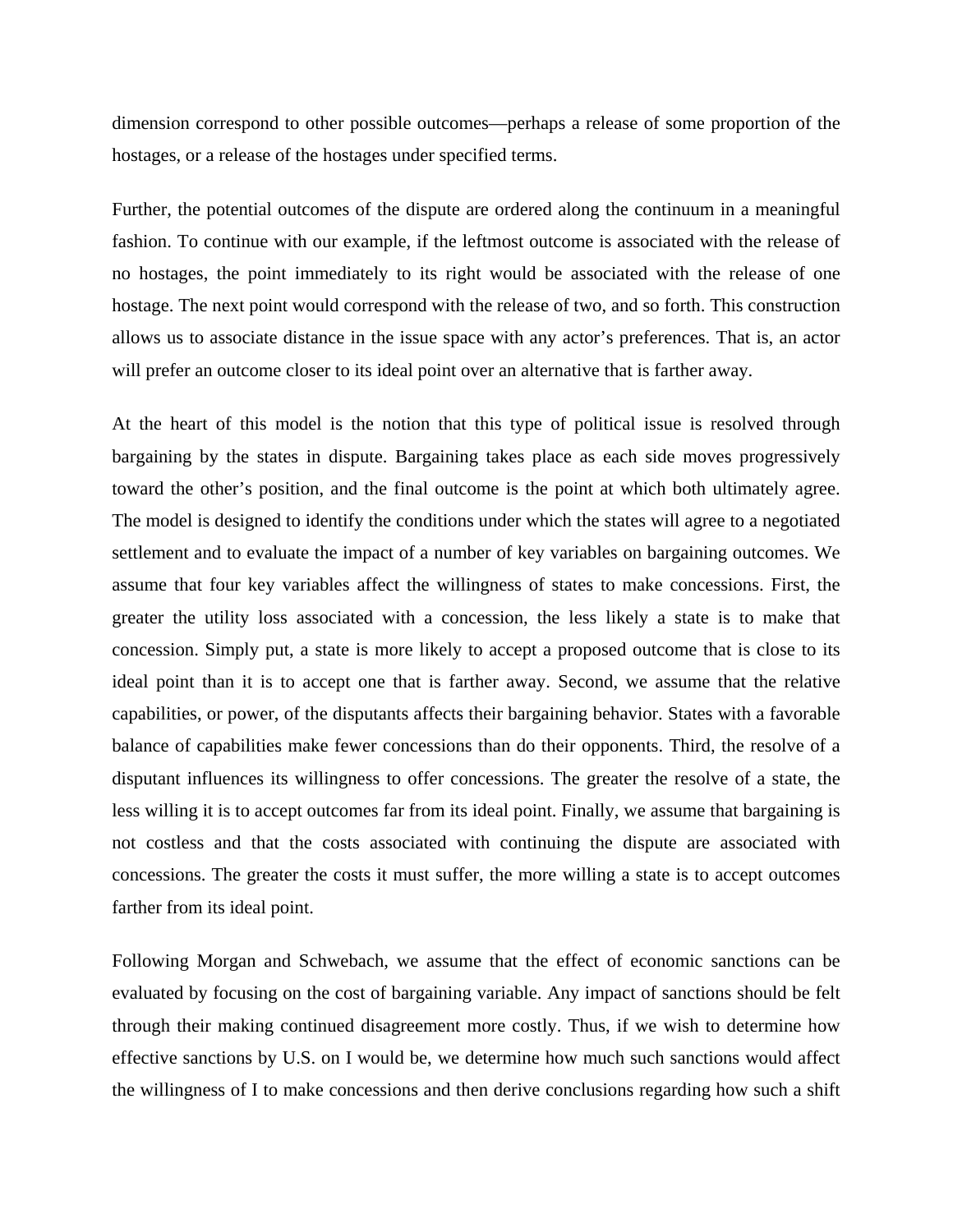dimension correspond to other possible outcomes—perhaps a release of some proportion of the hostages, or a release of the hostages under specified terms.

Further, the potential outcomes of the dispute are ordered along the continuum in a meaningful fashion. To continue with our example, if the leftmost outcome is associated with the release of no hostages, the point immediately to its right would be associated with the release of one hostage. The next point would correspond with the release of two, and so forth. This construction allows us to associate distance in the issue space with any actor's preferences. That is, an actor will prefer an outcome closer to its ideal point over an alternative that is farther away.

At the heart of this model is the notion that this type of political issue is resolved through bargaining by the states in dispute. Bargaining takes place as each side moves progressively toward the other's position, and the final outcome is the point at which both ultimately agree. The model is designed to identify the conditions under which the states will agree to a negotiated settlement and to evaluate the impact of a number of key variables on bargaining outcomes. We assume that four key variables affect the willingness of states to make concessions. First, the greater the utility loss associated with a concession, the less likely a state is to make that concession. Simply put, a state is more likely to accept a proposed outcome that is close to its ideal point than it is to accept one that is farther away. Second, we assume that the relative capabilities, or power, of the disputants affects their bargaining behavior. States with a favorable balance of capabilities make fewer concessions than do their opponents. Third, the resolve of a disputant influences its willingness to offer concessions. The greater the resolve of a state, the less willing it is to accept outcomes far from its ideal point. Finally, we assume that bargaining is not costless and that the costs associated with continuing the dispute are associated with concessions. The greater the costs it must suffer, the more willing a state is to accept outcomes farther from its ideal point.

Following Morgan and Schwebach, we assume that the effect of economic sanctions can be evaluated by focusing on the cost of bargaining variable. Any impact of sanctions should be felt through their making continued disagreement more costly. Thus, if we wish to determine how effective sanctions by U.S. on I would be, we determine how much such sanctions would affect the willingness of I to make concessions and then derive conclusions regarding how such a shift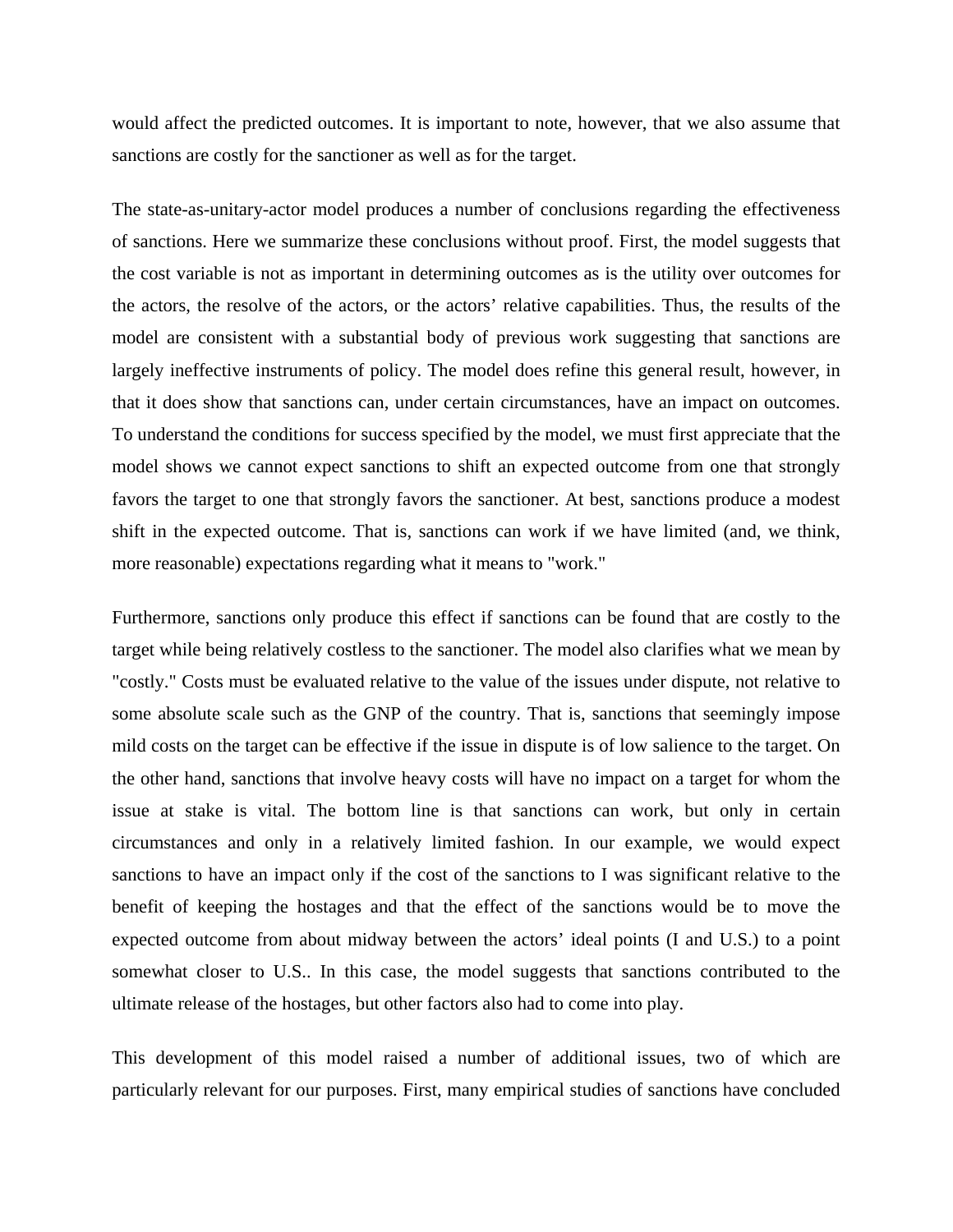would affect the predicted outcomes. It is important to note, however, that we also assume that sanctions are costly for the sanctioner as well as for the target.

The state-as-unitary-actor model produces a number of conclusions regarding the effectiveness of sanctions. Here we summarize these conclusions without proof. First, the model suggests that the cost variable is not as important in determining outcomes as is the utility over outcomes for the actors, the resolve of the actors, or the actors' relative capabilities. Thus, the results of the model are consistent with a substantial body of previous work suggesting that sanctions are largely ineffective instruments of policy. The model does refine this general result, however, in that it does show that sanctions can, under certain circumstances, have an impact on outcomes. To understand the conditions for success specified by the model, we must first appreciate that the model shows we cannot expect sanctions to shift an expected outcome from one that strongly favors the target to one that strongly favors the sanctioner. At best, sanctions produce a modest shift in the expected outcome. That is, sanctions can work if we have limited (and, we think, more reasonable) expectations regarding what it means to "work."

Furthermore, sanctions only produce this effect if sanctions can be found that are costly to the target while being relatively costless to the sanctioner. The model also clarifies what we mean by "costly." Costs must be evaluated relative to the value of the issues under dispute, not relative to some absolute scale such as the GNP of the country. That is, sanctions that seemingly impose mild costs on the target can be effective if the issue in dispute is of low salience to the target. On the other hand, sanctions that involve heavy costs will have no impact on a target for whom the issue at stake is vital. The bottom line is that sanctions can work, but only in certain circumstances and only in a relatively limited fashion. In our example, we would expect sanctions to have an impact only if the cost of the sanctions to I was significant relative to the benefit of keeping the hostages and that the effect of the sanctions would be to move the expected outcome from about midway between the actors' ideal points (I and U.S.) to a point somewhat closer to U.S.. In this case, the model suggests that sanctions contributed to the ultimate release of the hostages, but other factors also had to come into play.

This development of this model raised a number of additional issues, two of which are particularly relevant for our purposes. First, many empirical studies of sanctions have concluded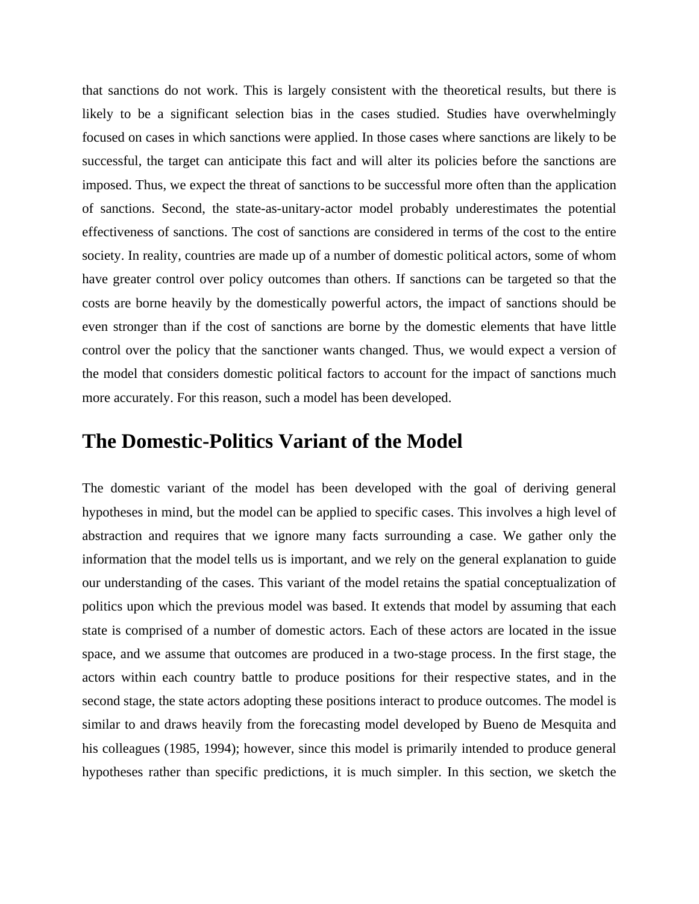that sanctions do not work. This is largely consistent with the theoretical results, but there is likely to be a significant selection bias in the cases studied. Studies have overwhelmingly focused on cases in which sanctions were applied. In those cases where sanctions are likely to be successful, the target can anticipate this fact and will alter its policies before the sanctions are imposed. Thus, we expect the threat of sanctions to be successful more often than the application of sanctions. Second, the state-as-unitary-actor model probably underestimates the potential effectiveness of sanctions. The cost of sanctions are considered in terms of the cost to the entire society. In reality, countries are made up of a number of domestic political actors, some of whom have greater control over policy outcomes than others. If sanctions can be targeted so that the costs are borne heavily by the domestically powerful actors, the impact of sanctions should be even stronger than if the cost of sanctions are borne by the domestic elements that have little control over the policy that the sanctioner wants changed. Thus, we would expect a version of the model that considers domestic political factors to account for the impact of sanctions much more accurately. For this reason, such a model has been developed.

## The Domestic-Politics Variant of the Model

The domestic variant of the model has been developed with the goal of deriving general hypotheses in mind, but the model can be applied to specific cases. This involves a high level of abstraction and requires that we ignore many facts surrounding a case. We gather only the information that the model tells us is important, and we rely on the general explanation to guide our understanding of the cases. This variant of the model retains the spatial conceptualization of politics upon which the previous model was based. It extends that model by assuming that each state is comprised of a number of domestic actors. Each of these actors are located in the issue space, and we assume that outcomes are produced in a two-stage process. In the first stage, the actors within each country battle to produce positions for their respective states, and in the second stage, the state actors adopting these positions interact to produce outcomes. The model is similar to and draws heavily from the forecasting model developed by Bueno de Mesquita and his colleagues (1985, 1994); however, since this model is primarily intended to produce general hypotheses rather than specific predictions, it is much simpler. In this section, we sketch the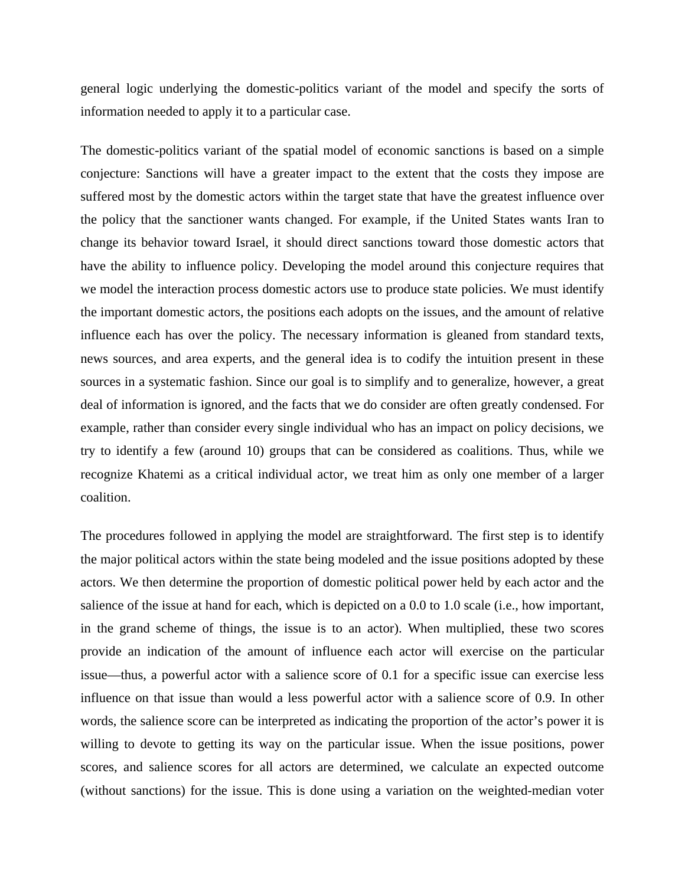general logic underlying the domestic-politics variant of the model and specify the sorts of information needed to apply it to a particular case.

The domestic-politics variant of the spatial model of economic sanctions is based on a simple conjecture: Sanctions will have a greater impact to the extent that the costs they impose are suffered most by the domestic actors within the target state that have the greatest influence over the policy that the sanctioner wants changed. For example, if the United States wants Iran to change its behavior toward Israel, it should direct sanctions toward those domestic actors that have the ability to influence policy. Developing the model around this conjecture requires that we model the interaction process domestic actors use to produce state policies. We must identify the important domestic actors, the positions each adopts on the issues, and the amount of relative influence each has over the policy. The necessary information is gleaned from standard texts, news sources, and area experts, and the general idea is to codify the intuition present in these sources in a systematic fashion. Since our goal is to simplify and to generalize, however, a great deal of information is ignored, and the facts that we do consider are often greatly condensed. For example, rather than consider every single individual who has an impact on policy decisions, we try to identify a few (around 10) groups that can be considered as coalitions. Thus, while we recognize Khatemi as a critical individual actor, we treat him as only one member of a larger coalition.

The procedures followed in applying the model are straightforward. The first step is to identify the major political actors within the state being modeled and the issue positions adopted by these actors. We then determine the proportion of domestic political power held by each actor and the salience of the issue at hand for each, which is depicted on a 0.0 to 1.0 scale (i.e., how important, in the grand scheme of things, the issue is to an actor). When multiplied, these two scores provide an indication of the amount of influence each actor will exercise on the particular issue—thus, a powerful actor with a salience score of 0.1 for a specific issue can exercise less influence on that issue than would a less powerful actor with a salience score of 0.9. In other words, the salience score can be interpreted as indicating the proportion of the actor's power it is willing to devote to getting its way on the particular issue. When the issue positions, power scores, and salience scores for all actors are determined, we calculate an expected outcome (without sanctions) for the issue. This is done using a variation on the weighted-median voter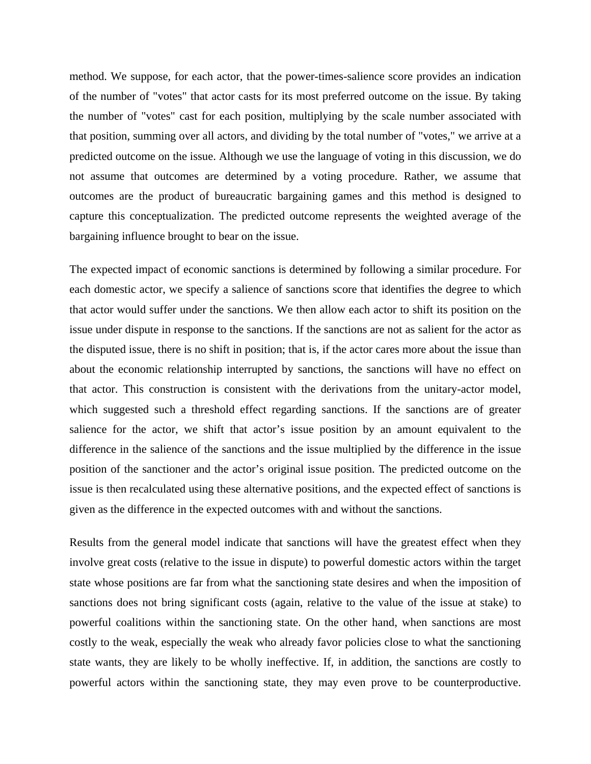method. We suppose, for each actor, that the power-times-salience score provides an indication of the number of "votes" that actor casts for its most preferred outcome on the issue. By taking the number of "votes" cast for each position, multiplying by the scale number associated with that position, summing over all actors, and dividing by the total number of "votes," we arrive at a predicted outcome on the issue. Although we use the language of voting in this discussion, we do not assume that outcomes are determined by a voting procedure. Rather, we assume that outcomes are the product of bureaucratic bargaining games and this method is designed to capture this conceptualization. The predicted outcome represents the weighted average of the bargaining influence brought to bear on the issue.

The expected impact of economic sanctions is determined by following a similar procedure. For each domestic actor, we specify a salience of sanctions score that identifies the degree to which that actor would suffer under the sanctions. We then allow each actor to shift its position on the issue under dispute in response to the sanctions. If the sanctions are not as salient for the actor as the disputed issue, there is no shift in position; that is, if the actor cares more about the issue than about the economic relationship interrupted by sanctions, the sanctions will have no effect on that actor. This construction is consistent with the derivations from the unitary-actor model, which suggested such a threshold effect regarding sanctions. If the sanctions are of greater salience for the actor, we shift that actor's issue position by an amount equivalent to the difference in the salience of the sanctions and the issue multiplied by the difference in the issue position of the sanctioner and the actor's original issue position. The predicted outcome on the issue is then recalculated using these alternative positions, and the expected effect of sanctions is given as the difference in the expected outcomes with and without the sanctions.

Results from the general model indicate that sanctions will have the greatest effect when they involve great costs (relative to the issue in dispute) to powerful domestic actors within the target state whose positions are far from what the sanctioning state desires and when the imposition of sanctions does not bring significant costs (again, relative to the value of the issue at stake) to powerful coalitions within the sanctioning state. On the other hand, when sanctions are most costly to the weak, especially the weak who already favor policies close to what the sanctioning state wants, they are likely to be wholly ineffective. If, in addition, the sanctions are costly to powerful actors within the sanctioning state, they may even prove to be counterproductive.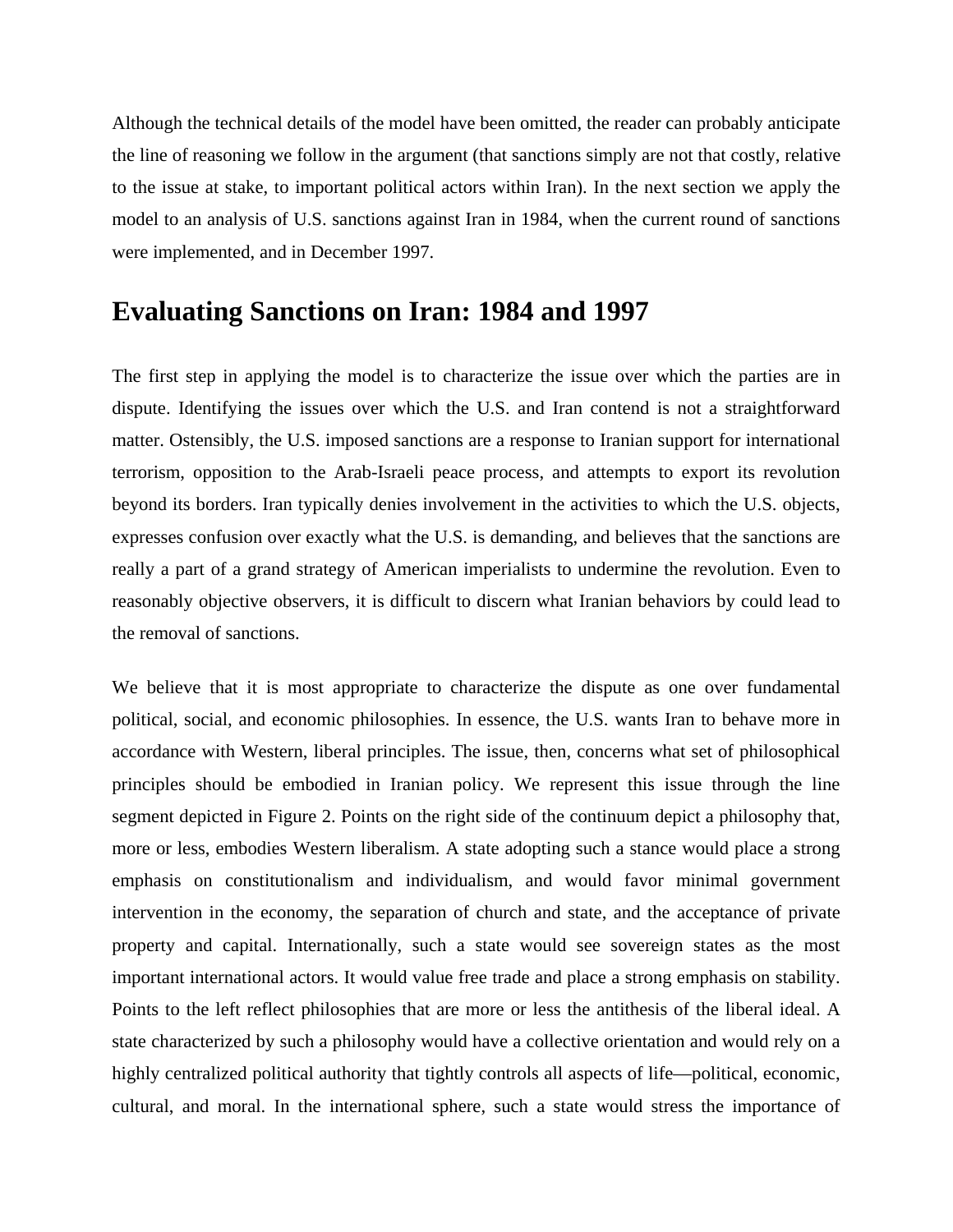Although the technical details of the model have been omitted, the reader can probably anticipate the line of reasoning we follow in the argument (that sanctions simply are not that costly, relative to the issue at stake, to important political actors within Iran). In the next section we apply the model to an analysis of U.S. sanctions against Iran in 1984, when the current round of sanctions were implemented, and in December 1997.

## Evaluating Sanctions on Iran: 1984 and 1997

The first step in applying the model is to characterize the issue over which the parties are in dispute. Identifying the issues over which the U.S. and Iran contend is not a straightforward matter. Ostensibly, the U.S. imposed sanctions are a response to Iranian support for international terrorism, opposition to the Arab-Israeli peace process, and attempts to export its revolution beyond its borders. Iran typically denies involvement in the activities to which the U.S. objects, expresses confusion over exactly what the U.S. is demanding, and believes that the sanctions are really a part of a grand strategy of American imperialists to undermine the revolution. Even to reasonably objective observers, it is difficult to discern what Iranian behaviors by could lead to the removal of sanctions.

We believe that it is most appropriate to characterize the dispute as one over fundamental political, social, and economic philosophies. In essence, the U.S. wants Iran to behave more in accordance with Western, liberal principles. The issue, then, concerns what set of philosophical principles should be embodied in Iranian policy. We represent this issue through the line segment depicted in Figure 2. Points on the right side of the continuum depict a philosophy that, more or less, embodies Western liberalism. A state adopting such a stance would place a strong emphasis on constitutionalism and individualism, and would favor minimal government intervention in the economy, the separation of church and state, and the acceptance of private property and capital. Internationally, such a state would see sovereign states as the most important international actors. It would value free trade and place a strong emphasis on stability. Points to the left reflect philosophies that are more or less the antithesis of the liberal ideal. A state characterized by such a philosophy would have a collective orientation and would rely on a highly centralized political authority that tightly controls all aspects of life—political, economic, cultural, and moral. In the international sphere, such a state would stress the importance of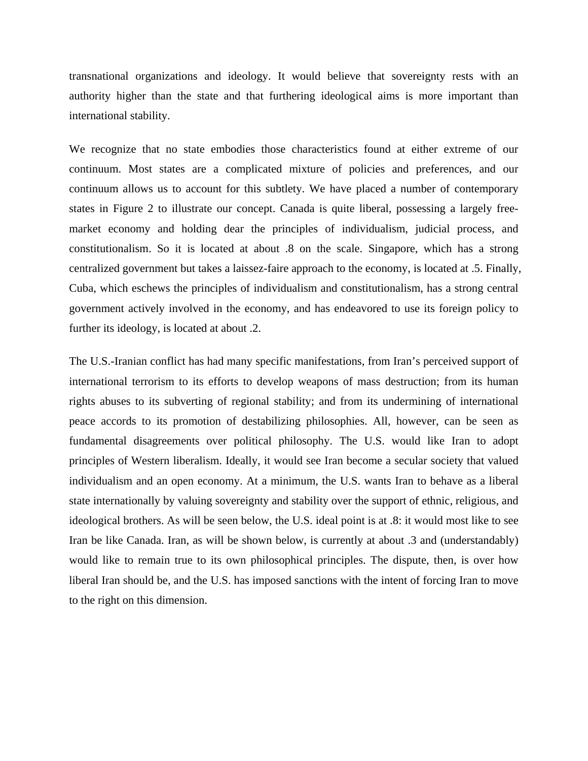transnational organizations and ideology. It would believe that sovereignty rests with an authority higher than the state and that furthering ideological aims is more important than international stability.

We recognize that no state embodies those characteristics found at either extreme of our continuum. Most states are a complicated mixture of policies and preferences, and our continuum allows us to account for this subtlety. We have placed a number of contemporary states in Figure 2 to illustrate our concept. Canada is quite liberal, possessing a largely free-market economy and holding dear the principles of individualism, judicial process, and constitutionalism. So it is located at about .8 on the scale. Singapore, which has a strong centralized government but takes a laissez-faire approach to the economy, is located at .5. Finally, Cuba, which eschews the principles of individualism and constitutionalism, has a strong central government actively involved in the economy, and has endeavored to use its foreign policy to further its ideology, is located at about .2.

The U.S.-Iranian conflict has had many specific manifestations, from Iran's perceived support of international terrorism to its efforts to develop weapons of mass destruction; from its human rights abuses to its subverting of regional stability; and from its undermining of international peace accords to its promotion of destabilizing philosophies. All, however, can be seen as fundamental disagreements over political philosophy. The U.S. would like Iran to adopt principles of Western liberalism. Ideally, it would see Iran become a secular society that valued individualism and an open economy. At a minimum, the U.S. wants Iran to behave as a liberal state internationally by valuing sovereignty and stability over the support of ethnic, religious, and ideological brothers. As will be seen below, the U.S. ideal point is at .8: it would most like to see Iran be like Canada. Iran, as will be shown below, is currently at about .3 and (understandably) would like to remain true to its own philosophical principles. The dispute, then, is over how liberal Iran should be, and the U.S. has imposed sanctions with the intent of forcing Iran to move to the right on this dimension.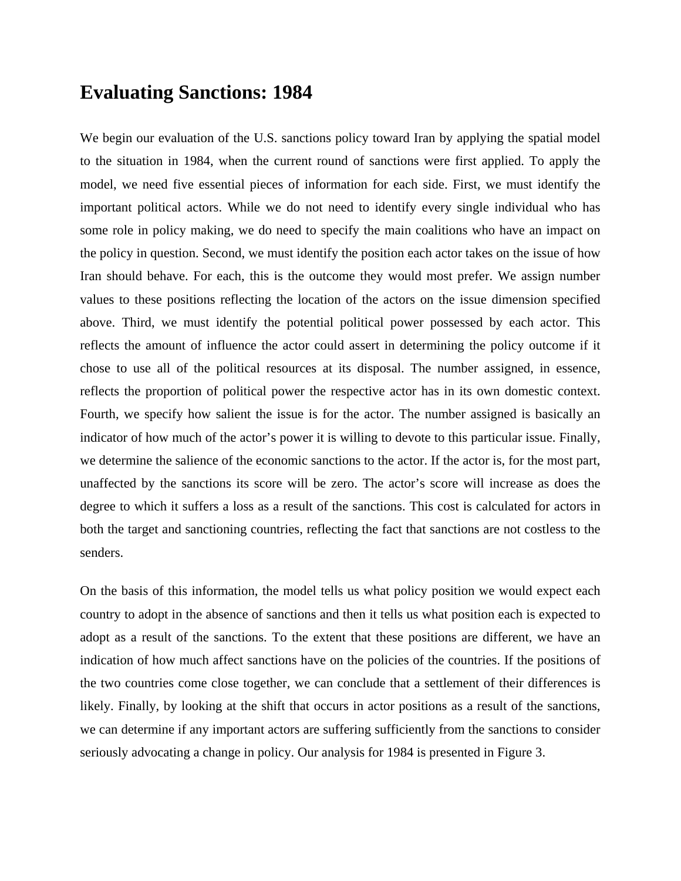## Evaluating Sanctions: 1984

We begin our evaluation of the U.S. sanctions policy toward Iran by applying the spatial model to the situation in 1984, when the current round of sanctions were first applied. To apply the model, we need five essential pieces of information for each side. First, we must identify the important political actors. While we do not need to identify every single individual who has some role in policy making, we do need to specify the main coalitions who have an impact on the policy in question. Second, we must identify the position each actor takes on the issue of how Iran should behave. For each, this is the outcome they would most prefer. We assign number values to these positions reflecting the location of the actors on the issue dimension specified above. Third, we must identify the potential political power possessed by each actor. This reflects the amount of influence the actor could assert in determining the policy outcome if it chose to use all of the political resources at its disposal. The number assigned, in essence, reflects the proportion of political power the respective actor has in its own domestic context. Fourth, we specify how salient the issue is for the actor. The number assigned is basically an indicator of how much of the actor's power it is willing to devote to this particular issue. Finally, we determine the salience of the economic sanctions to the actor. If the actor is, for the most part, unaffected by the sanctions its score will be zero. The actor's score will increase as does the degree to which it suffers a loss as a result of the sanctions. This cost is calculated for actors in both the target and sanctioning countries, reflecting the fact that sanctions are not costless to the senders.

On the basis of this information, the model tells us what policy position we would expect each country to adopt in the absence of sanctions and then it tells us what position each is expected to adopt as a result of the sanctions. To the extent that these positions are different, we have an indication of how much affect sanctions have on the policies of the countries. If the positions of the two countries come close together, we can conclude that a settlement of their differences is likely. Finally, by looking at the shift that occurs in actor positions as a result of the sanctions, we can determine if any important actors are suffering sufficiently from the sanctions to consider seriously advocating a change in policy. Our analysis for 1984 is presented in Figure 3.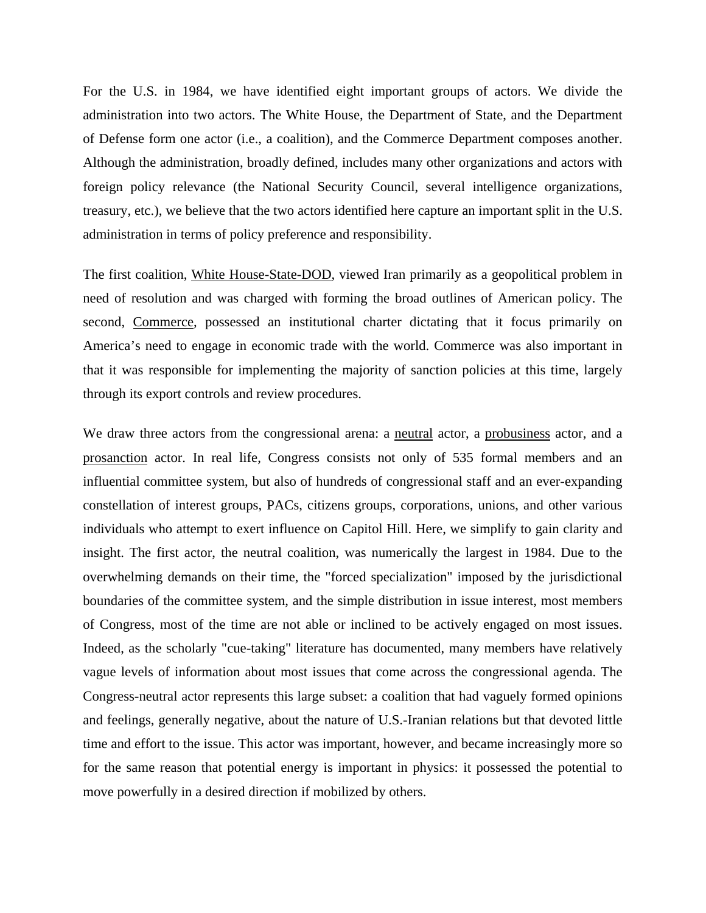For the U.S. in 1984, we have identified eight important groups of actors. We divide the administration into two actors. The White House, the Department of State, and the Department of Defense form one actor (i.e., a coalition), and the Commerce Department composes another. Although the administration, broadly defined, includes many other organizations and actors with foreign policy relevance (the National Security Council, several intelligence organizations, treasury, etc.), we believe that the two actors identified here capture an important split in the U.S. administration in terms of policy preference and responsibility.

The first coalition, <u>White House-State-DOD</u>, viewed Iran primarily as a geopolitical problem in need of resolution and was charged with forming the broad outlines of American policy. The second, <u>Commerce</u>, possessed an institutional charter dictating that it focus primarily on America's need to engage in economic trade with the world. Commerce was also important in that it was responsible for implementing the majority of sanction policies at this time, largely through its export controls and review procedures.

We draw three actors from the congressional arena: a <u>neutral</u> actor, a <u>probusiness</u> actor, and a <u>prosanction</u> actor. In real life, Congress consists not only of 535 formal members and an influential committee system, but also of hundreds of congressional staff and an ever-expanding constellation of interest groups, PACs, citizens groups, corporations, unions, and other various individuals who attempt to exert influence on Capitol Hill. Here, we simplify to gain clarity and insight. The first actor, the neutral coalition, was numerically the largest in 1984. Due to the overwhelming demands on their time, the "forced specialization" imposed by the jurisdictional boundaries of the committee system, and the simple distribution in issue interest, most members of Congress, most of the time are not able or inclined to be actively engaged on most issues. Indeed, as the scholarly "cue-taking" literature has documented, many members have relatively vague levels of information about most issues that come across the congressional agenda. The Congress-neutral actor represents this large subset: a coalition that had vaguely formed opinions and feelings, generally negative, about the nature of U.S.-Iranian relations but that devoted little time and effort to the issue. This actor was important, however, and became increasingly more so for the same reason that potential energy is important in physics: it possessed the potential to move powerfully in a desired direction if mobilized by others.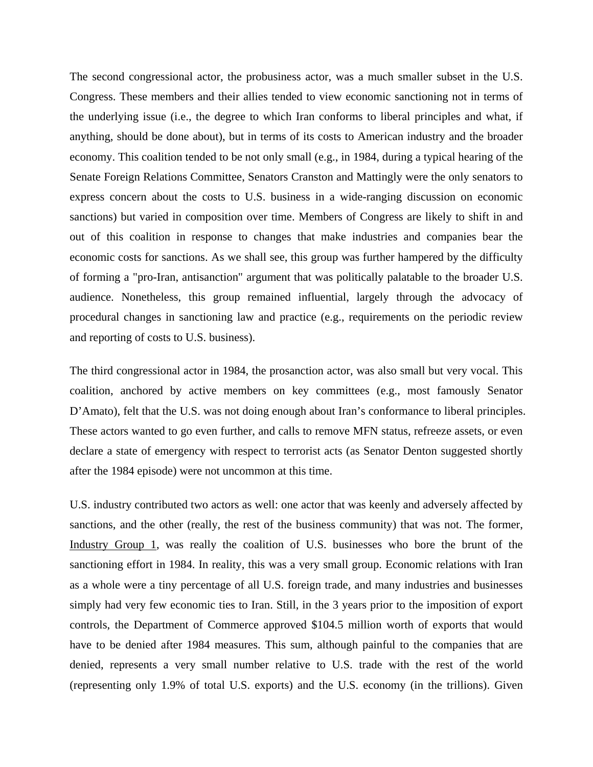The second congressional actor, the probusiness actor, was a much smaller subset in the U.S. Congress. These members and their allies tended to view economic sanctioning not in terms of the underlying issue (i.e., the degree to which Iran conforms to liberal principles and what, if anything, should be done about), but in terms of its costs to American industry and the broader economy. This coalition tended to be not only small (e.g., in 1984, during a typical hearing of the Senate Foreign Relations Committee, Senators Cranston and Mattingly were the only senators to express concern about the costs to U.S. business in a wide-ranging discussion on economic sanctions) but varied in composition over time. Members of Congress are likely to shift in and out of this coalition in response to changes that make industries and companies bear the economic costs for sanctions. As we shall see, this group was further hampered by the difficulty of forming a "pro-Iran, antisanction" argument that was politically palatable to the broader U.S. audience. Nonetheless, this group remained influential, largely through the advocacy of procedural changes in sanctioning law and practice (e.g., requirements on the periodic review and reporting of costs to U.S. business).

The third congressional actor in 1984, the prosanction actor, was also small but very vocal. This coalition, anchored by active members on key committees (e.g., most famously Senator D'Amato), felt that the U.S. was not doing enough about Iran's conformance to liberal principles. These actors wanted to go even further, and calls to remove MFN status, refreeze assets, or even declare a state of emergency with respect to terrorist acts (as Senator Denton suggested shortly after the 1984 episode) were not uncommon at this time.

U.S. industry contributed two actors as well: one actor that was keenly and adversely affected by sanctions, and the other (really, the rest of the business community) that was not. The former, Industry Group 1, was really the coalition of U.S. businesses who bore the brunt of the sanctioning effort in 1984. In reality, this was a very small group. Economic relations with Iran as a whole were a tiny percentage of all U.S. foreign trade, and many industries and businesses simply had very few economic ties to Iran. Still, in the 3 years prior to the imposition of export controls, the Department of Commerce approved $104.5 million worth of exports that would have to be denied after 1984 measures. This sum, although painful to the companies that are denied, represents a very small number relative to U.S. trade with the rest of the world (representing only 1.9% of total U.S. exports) and the U.S. economy (in the trillions). Given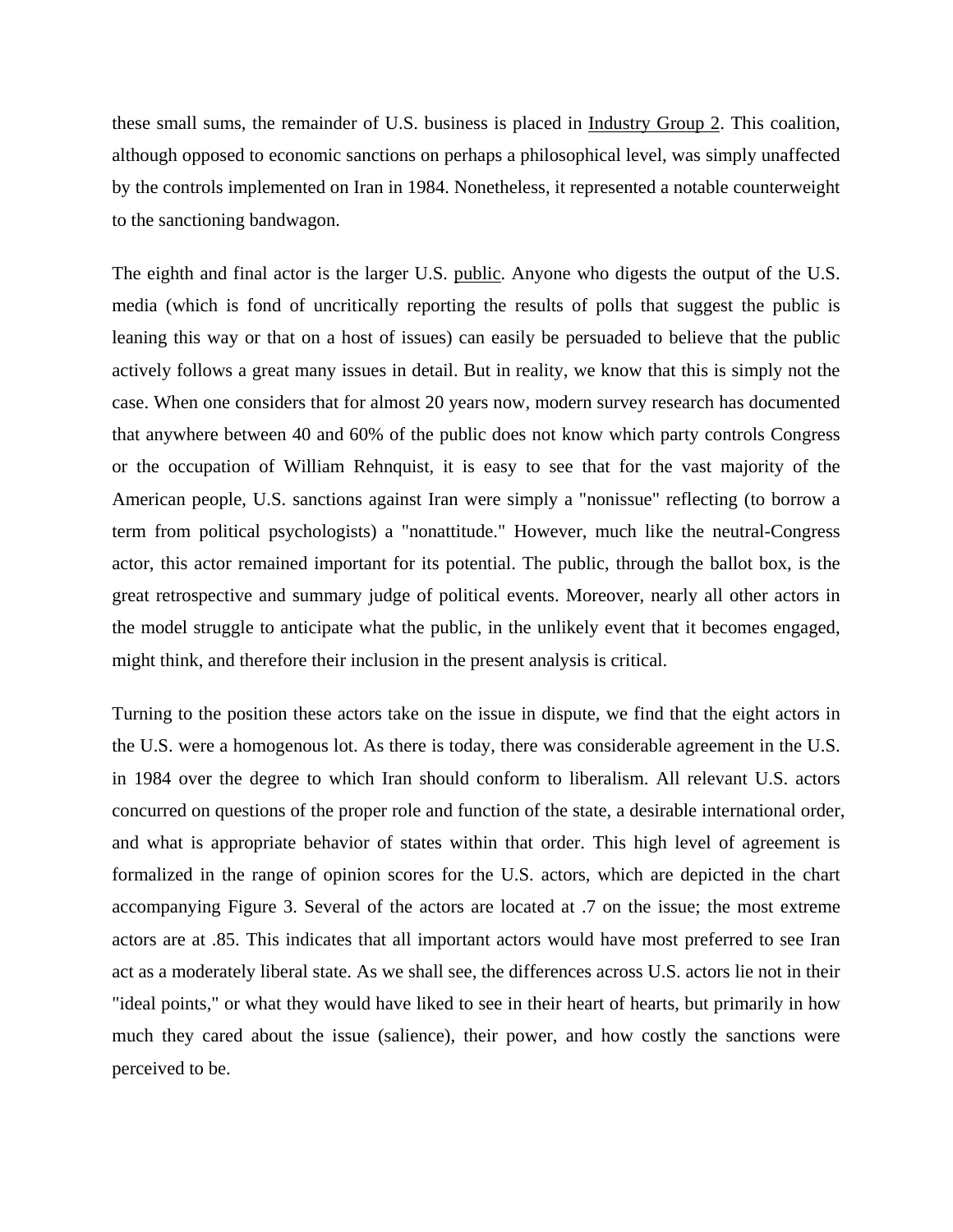these small sums, the remainder of U.S. business is placed in Industry Group 2. This coalition, although opposed to economic sanctions on perhaps a philosophical level, was simply unaffected by the controls implemented on Iran in 1984. Nonetheless, it represented a notable counterweight to the sanctioning bandwagon.

The eighth and final actor is the larger U.S. public. Anyone who digests the output of the U.S. media (which is fond of uncritically reporting the results of polls that suggest the public is leaning this way or that on a host of issues) can easily be persuaded to believe that the public actively follows a great many issues in detail. But in reality, we know that this is simply not the case. When one considers that for almost 20 years now, modern survey research has documented that anywhere between 40 and 60% of the public does not know which party controls Congress or the occupation of William Rehnquist, it is easy to see that for the vast majority of the American people, U.S. sanctions against Iran were simply a "nonissue" reflecting (to borrow a term from political psychologists) a "nonattitude." However, much like the neutral-Congress actor, this actor remained important for its potential. The public, through the ballot box, is the great retrospective and summary judge of political events. Moreover, nearly all other actors in the model struggle to anticipate what the public, in the unlikely event that it becomes engaged, might think, and therefore their inclusion in the present analysis is critical.

Turning to the position these actors take on the issue in dispute, we find that the eight actors in the U.S. were a homogenous lot. As there is today, there was considerable agreement in the U.S. in 1984 over the degree to which Iran should conform to liberalism. All relevant U.S. actors concurred on questions of the proper role and function of the state, a desirable international order, and what is appropriate behavior of states within that order. This high level of agreement is formalized in the range of opinion scores for the U.S. actors, which are depicted in the chart accompanying Figure 3. Several of the actors are located at .7 on the issue; the most extreme actors are at .85. This indicates that all important actors would have most preferred to see Iran act as a moderately liberal state. As we shall see, the differences across U.S. actors lie not in their "ideal points," or what they would have liked to see in their heart of hearts, but primarily in how much they cared about the issue (salience), their power, and how costly the sanctions were perceived to be.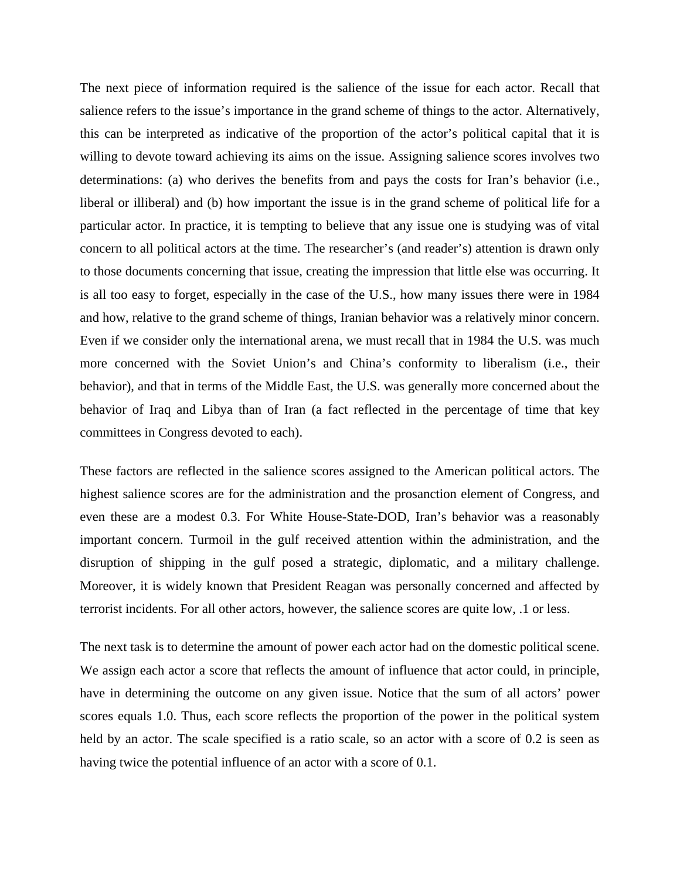The next piece of information required is the salience of the issue for each actor. Recall that salience refers to the issue's importance in the grand scheme of things to the actor. Alternatively, this can be interpreted as indicative of the proportion of the actor's political capital that it is willing to devote toward achieving its aims on the issue. Assigning salience scores involves two determinations: (a) who derives the benefits from and pays the costs for Iran's behavior (i.e., liberal or illiberal) and (b) how important the issue is in the grand scheme of political life for a particular actor. In practice, it is tempting to believe that any issue one is studying was of vital concern to all political actors at the time. The researcher's (and reader's) attention is drawn only to those documents concerning that issue, creating the impression that little else was occurring. It is all too easy to forget, especially in the case of the U.S., how many issues there were in 1984 and how, relative to the grand scheme of things, Iranian behavior was a relatively minor concern. Even if we consider only the international arena, we must recall that in 1984 the U.S. was much more concerned with the Soviet Union's and China's conformity to liberalism (i.e., their behavior), and that in terms of the Middle East, the U.S. was generally more concerned about the behavior of Iraq and Libya than of Iran (a fact reflected in the percentage of time that key committees in Congress devoted to each).

These factors are reflected in the salience scores assigned to the American political actors. The highest salience scores are for the administration and the prosanction element of Congress, and even these are a modest 0.3. For White House-State-DOD, Iran's behavior was a reasonably important concern. Turmoil in the gulf received attention within the administration, and the disruption of shipping in the gulf posed a strategic, diplomatic, and a military challenge. Moreover, it is widely known that President Reagan was personally concerned and affected by terrorist incidents. For all other actors, however, the salience scores are quite low, .1 or less.

The next task is to determine the amount of power each actor had on the domestic political scene. We assign each actor a score that reflects the amount of influence that actor could, in principle, have in determining the outcome on any given issue. Notice that the sum of all actors' power scores equals 1.0. Thus, each score reflects the proportion of the power in the political system held by an actor. The scale specified is a ratio scale, so an actor with a score of 0.2 is seen as having twice the potential influence of an actor with a score of 0.1.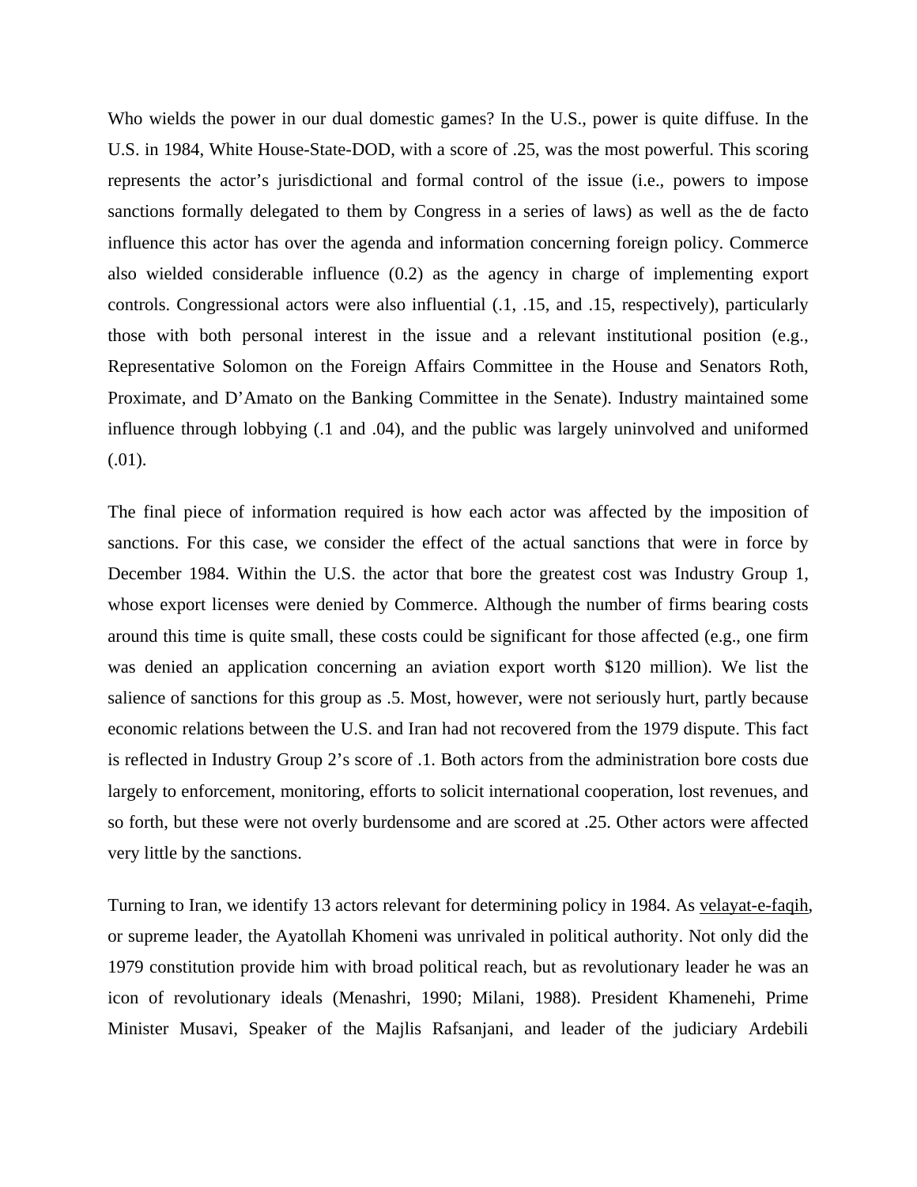Who wields the power in our dual domestic games? In the U.S., power is quite diffuse. In the U.S. in 1984, White House-State-DOD, with a score of .25, was the most powerful. This scoring represents the actor's jurisdictional and formal control of the issue (i.e., powers to impose sanctions formally delegated to them by Congress in a series of laws) as well as the de facto influence this actor has over the agenda and information concerning foreign policy. Commerce also wielded considerable influence (0.2) as the agency in charge of implementing export controls. Congressional actors were also influential (.1, .15, and .15, respectively), particularly those with both personal interest in the issue and a relevant institutional position (e.g., Representative Solomon on the Foreign Affairs Committee in the House and Senators Roth, Proximate, and D'Amato on the Banking Committee in the Senate). Industry maintained some influence through lobbying (.1 and .04), and the public was largely uninvolved and uniformed (.01).

The final piece of information required is how each actor was affected by the imposition of sanctions. For this case, we consider the effect of the actual sanctions that were in force by December 1984. Within the U.S. the actor that bore the greatest cost was Industry Group 1, whose export licenses were denied by Commerce. Although the number of firms bearing costs around this time is quite small, these costs could be significant for those affected (e.g., one firm was denied an application concerning an aviation export worth $120 million). We list the salience of sanctions for this group as .5. Most, however, were not seriously hurt, partly because economic relations between the U.S. and Iran had not recovered from the 1979 dispute. This fact is reflected in Industry Group 2's score of .1. Both actors from the administration bore costs due largely to enforcement, monitoring, efforts to solicit international cooperation, lost revenues, and so forth, but these were not overly burdensome and are scored at .25. Other actors were affected very little by the sanctions.

Turning to Iran, we identify 13 actors relevant for determining policy in 1984. As velayat-e-faqih, or supreme leader, the Ayatollah Khomeni was unrivaled in political authority. Not only did the 1979 constitution provide him with broad political reach, but as revolutionary leader he was an icon of revolutionary ideals (Menashri, 1990; Milani, 1988). President Khamenehi, Prime Minister Musavi, Speaker of the Majlis Rafsanjani, and leader of the judiciary Ardebili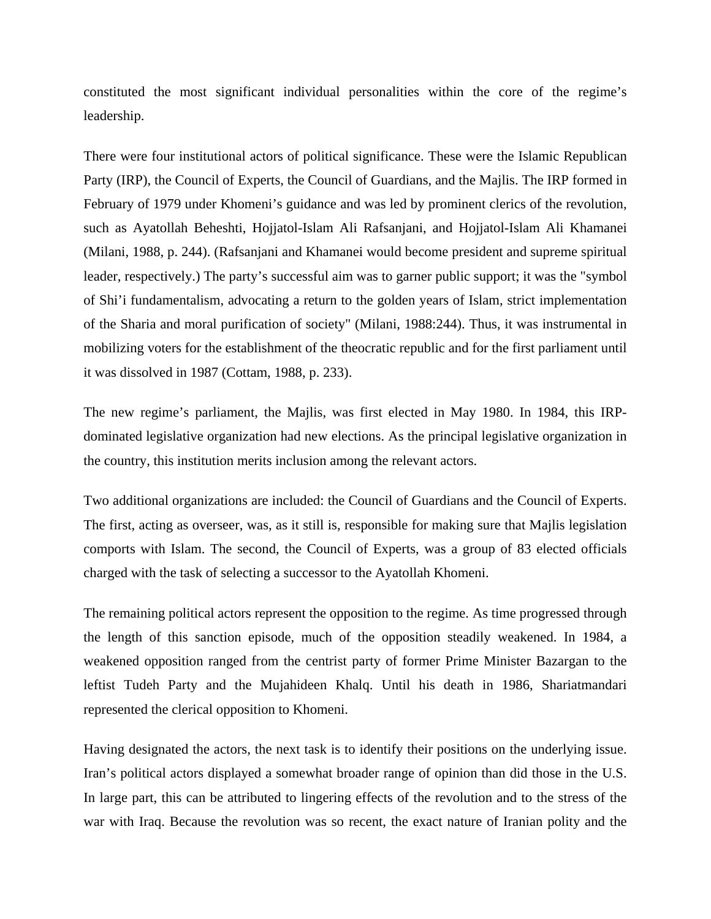constituted the most significant individual personalities within the core of the regime's leadership.

There were four institutional actors of political significance. These were the Islamic Republican Party (IRP), the Council of Experts, the Council of Guardians, and the Majlis. The IRP formed in February of 1979 under Khomeni's guidance and was led by prominent clerics of the revolution, such as Ayatollah Beheshti, Hojjatol-Islam Ali Rafsanjani, and Hojjatol-Islam Ali Khamanei (Milani, 1988, p. 244). (Rafsanjani and Khamanei would become president and supreme spiritual leader, respectively.) The party's successful aim was to garner public support; it was the "symbol of Shi'i fundamentalism, advocating a return to the golden years of Islam, strict implementation of the Sharia and moral purification of society" (Milani, 1988:244). Thus, it was instrumental in mobilizing voters for the establishment of the theocratic republic and for the first parliament until it was dissolved in 1987 (Cottam, 1988, p. 233).

The new regime's parliament, the Majlis, was first elected in May 1980. In 1984, this IRP-dominated legislative organization had new elections. As the principal legislative organization in the country, this institution merits inclusion among the relevant actors.

Two additional organizations are included: the Council of Guardians and the Council of Experts. The first, acting as overseer, was, as it still is, responsible for making sure that Majlis legislation comports with Islam. The second, the Council of Experts, was a group of 83 elected officials charged with the task of selecting a successor to the Ayatollah Khomeni.

The remaining political actors represent the opposition to the regime. As time progressed through the length of this sanction episode, much of the opposition steadily weakened. In 1984, a weakened opposition ranged from the centrist party of former Prime Minister Bazargan to the leftist Tudeh Party and the Mujahideen Khalq. Until his death in 1986, Shariatmandari represented the clerical opposition to Khomeni.

Having designated the actors, the next task is to identify their positions on the underlying issue. Iran's political actors displayed a somewhat broader range of opinion than did those in the U.S. In large part, this can be attributed to lingering effects of the revolution and to the stress of the war with Iraq. Because the revolution was so recent, the exact nature of Iranian polity and the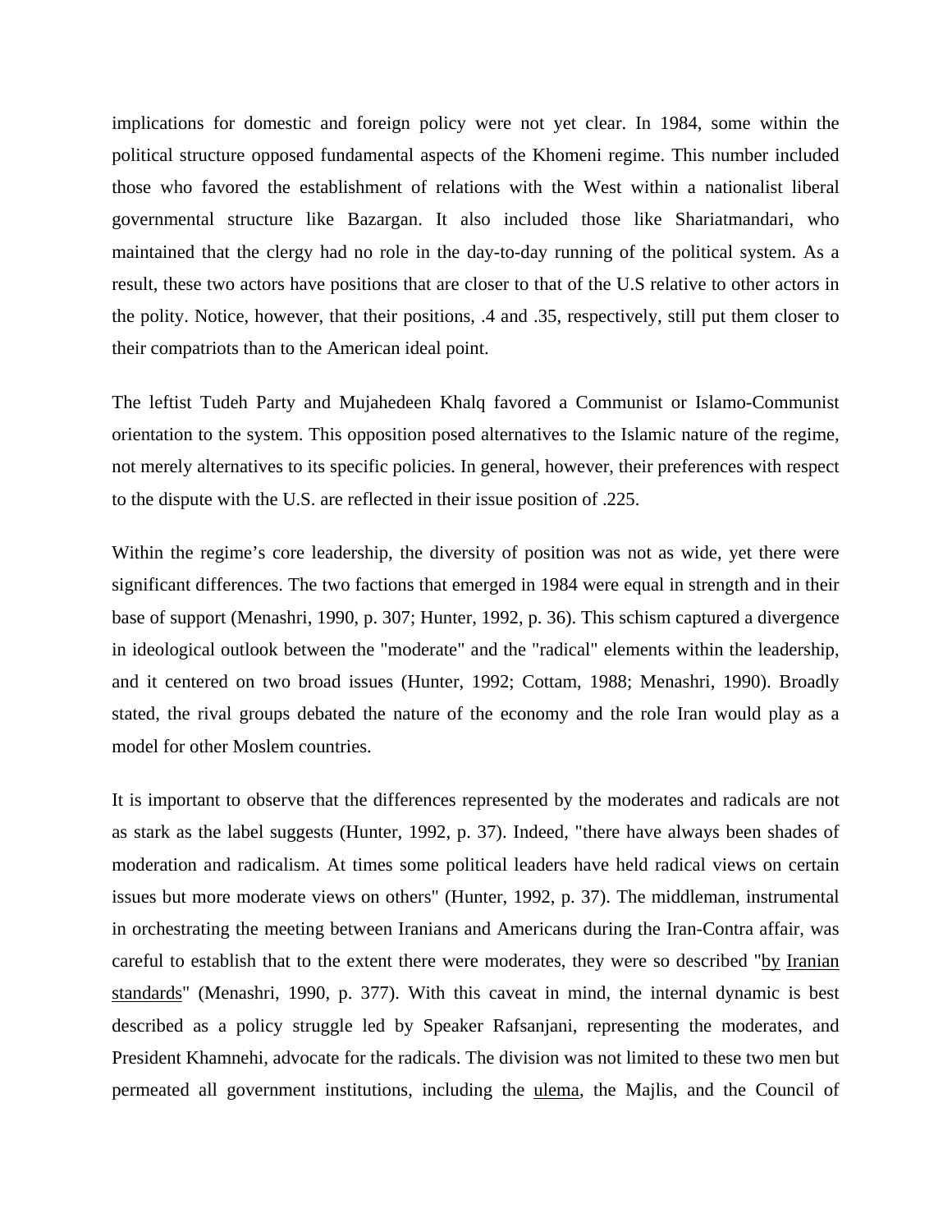implications for domestic and foreign policy were not yet clear. In 1984, some within the political structure opposed fundamental aspects of the Khomeni regime. This number included those who favored the establishment of relations with the West within a nationalist liberal governmental structure like Bazargan. It also included those like Shariatmandari, who maintained that the clergy had no role in the day-to-day running of the political system. As a result, these two actors have positions that are closer to that of the U.S relative to other actors in the polity. Notice, however, that their positions, .4 and .35, respectively, still put them closer to their compatriots than to the American ideal point.

The leftist Tudeh Party and Mujahedeen Khalq favored a Communist or Islamo-Communist orientation to the system. This opposition posed alternatives to the Islamic nature of the regime, not merely alternatives to its specific policies. In general, however, their preferences with respect to the dispute with the U.S. are reflected in their issue position of .225.

Within the regime's core leadership, the diversity of position was not as wide, yet there were significant differences. The two factions that emerged in 1984 were equal in strength and in their base of support (Menashri, 1990, p. 307; Hunter, 1992, p. 36). This schism captured a divergence in ideological outlook between the "moderate" and the "radical" elements within the leadership, and it centered on two broad issues (Hunter, 1992; Cottam, 1988; Menashri, 1990). Broadly stated, the rival groups debated the nature of the economy and the role Iran would play as a model for other Moslem countries.

It is important to observe that the differences represented by the moderates and radicals are not as stark as the label suggests (Hunter, 1992, p. 37). Indeed, "there have always been shades of moderation and radicalism. At times some political leaders have held radical views on certain issues but more moderate views on others" (Hunter, 1992, p. 37). The middleman, instrumental in orchestrating the meeting between Iranians and Americans during the Iran-Contra affair, was careful to establish that to the extent there were moderates, they were so described "by Iranian standards" (Menashri, 1990, p. 377). With this caveat in mind, the internal dynamic is best described as a policy struggle led by Speaker Rafsanjani, representing the moderates, and President Khamnehi, advocate for the radicals. The division was not limited to these two men but permeated all government institutions, including the ulema, the Majlis, and the Council of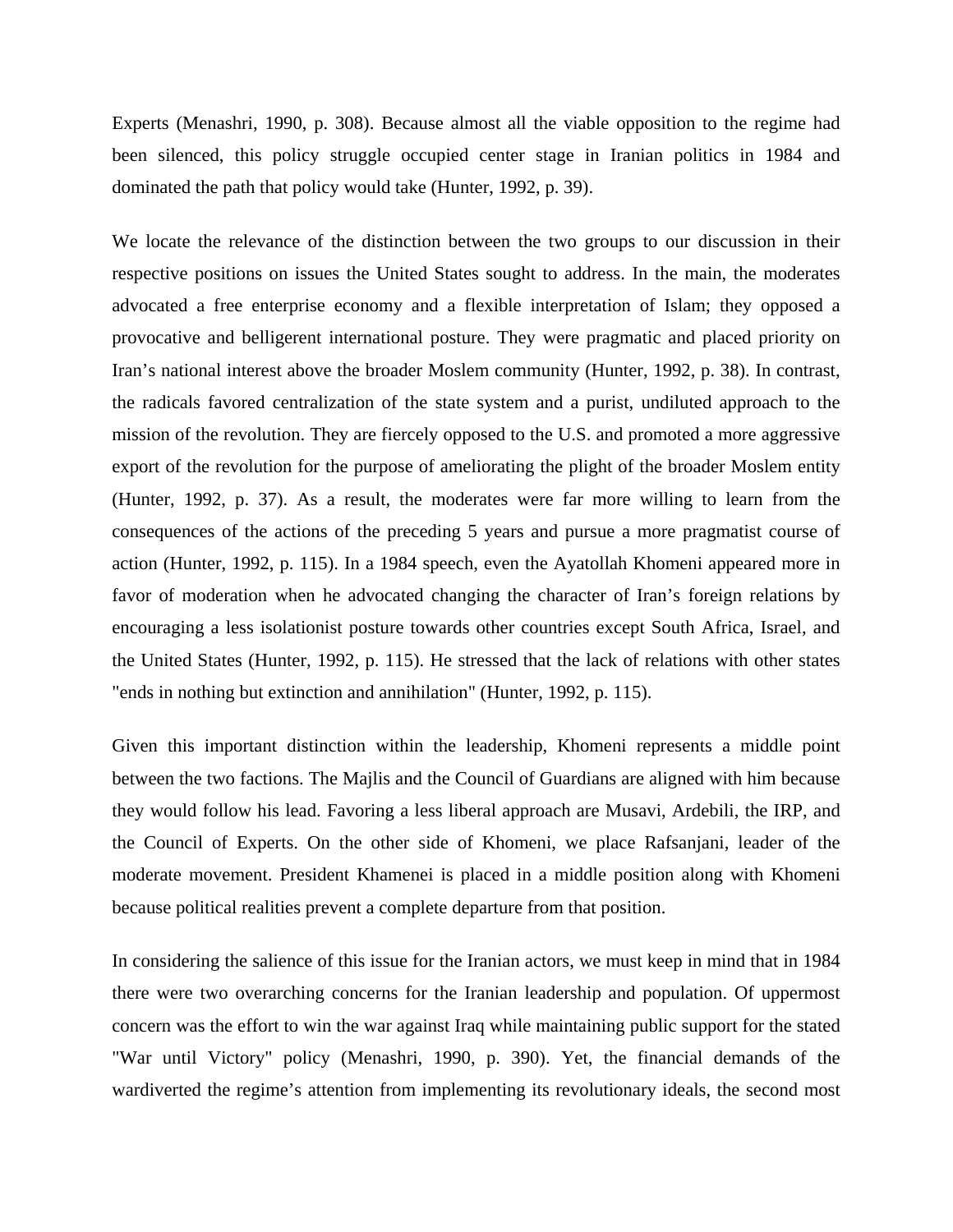Experts (Menashri, 1990, p. 308). Because almost all the viable opposition to the regime had been silenced, this policy struggle occupied center stage in Iranian politics in 1984 and dominated the path that policy would take (Hunter, 1992, p. 39).

We locate the relevance of the distinction between the two groups to our discussion in their respective positions on issues the United States sought to address. In the main, the moderates advocated a free enterprise economy and a flexible interpretation of Islam; they opposed a provocative and belligerent international posture. They were pragmatic and placed priority on Iran's national interest above the broader Moslem community (Hunter, 1992, p. 38). In contrast, the radicals favored centralization of the state system and a purist, undiluted approach to the mission of the revolution. They are fiercely opposed to the U.S. and promoted a more aggressive export of the revolution for the purpose of ameliorating the plight of the broader Moslem entity (Hunter, 1992, p. 37). As a result, the moderates were far more willing to learn from the consequences of the actions of the preceding 5 years and pursue a more pragmatist course of action (Hunter, 1992, p. 115). In a 1984 speech, even the Ayatollah Khomeni appeared more in favor of moderation when he advocated changing the character of Iran's foreign relations by encouraging a less isolationist posture towards other countries except South Africa, Israel, and the United States (Hunter, 1992, p. 115). He stressed that the lack of relations with other states "ends in nothing but extinction and annihilation" (Hunter, 1992, p. 115).

Given this important distinction within the leadership, Khomeni represents a middle point between the two factions. The Majlis and the Council of Guardians are aligned with him because they would follow his lead. Favoring a less liberal approach are Musavi, Ardebili, the IRP, and the Council of Experts. On the other side of Khomeni, we place Rafsanjani, leader of the moderate movement. President Khamenei is placed in a middle position along with Khomeni because political realities prevent a complete departure from that position.

In considering the salience of this issue for the Iranian actors, we must keep in mind that in 1984 there were two overarching concerns for the Iranian leadership and population. Of uppermost concern was the effort to win the war against Iraq while maintaining public support for the stated "War until Victory" policy (Menashri, 1990, p. 390). Yet, the financial demands of the wardiverted the regime's attention from implementing its revolutionary ideals, the second most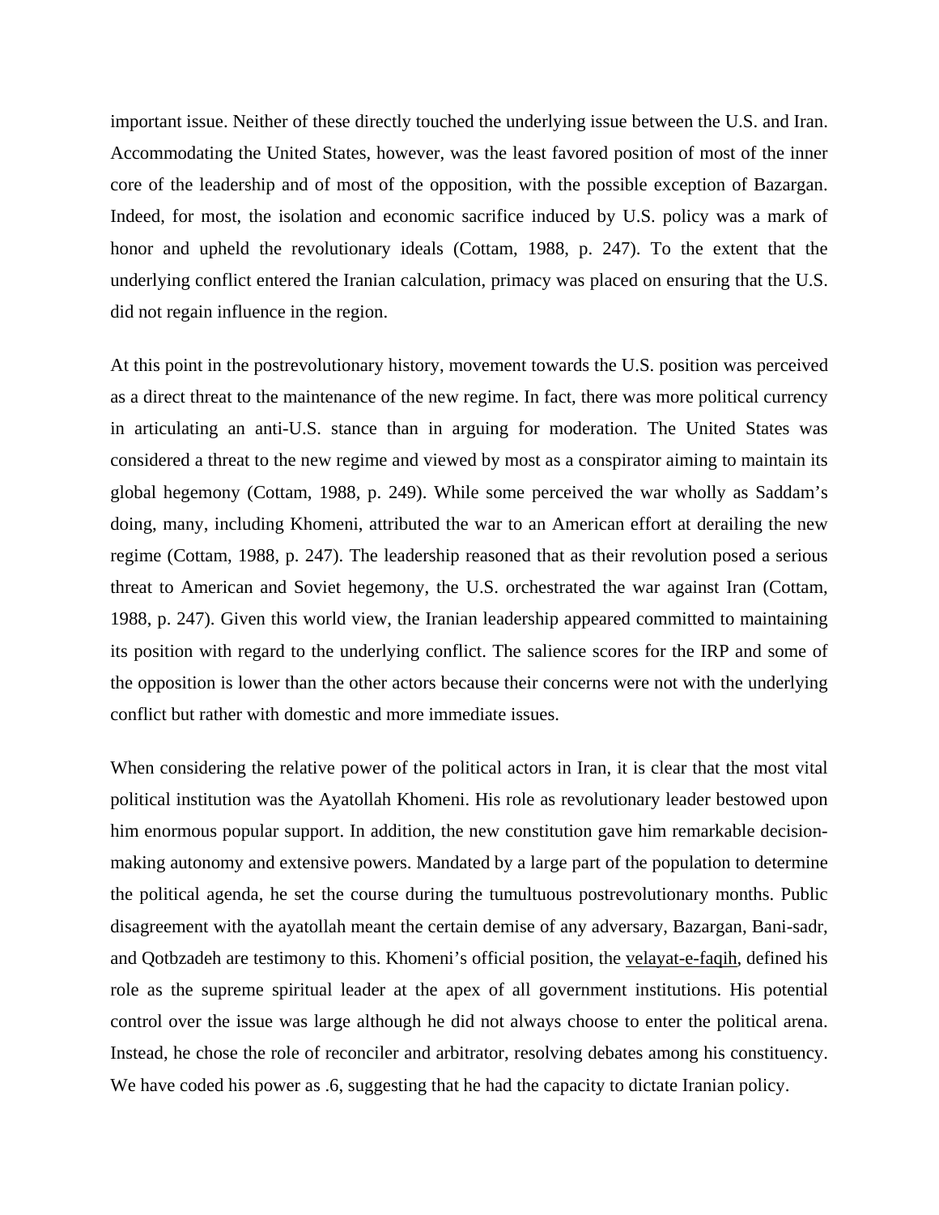important issue. Neither of these directly touched the underlying issue between the U.S. and Iran. Accommodating the United States, however, was the least favored position of most of the inner core of the leadership and of most of the opposition, with the possible exception of Bazargan. Indeed, for most, the isolation and economic sacrifice induced by U.S. policy was a mark of honor and upheld the revolutionary ideals (Cottam, 1988, p. 247). To the extent that the underlying conflict entered the Iranian calculation, primacy was placed on ensuring that the U.S. did not regain influence in the region.

At this point in the postrevolutionary history, movement towards the U.S. position was perceived as a direct threat to the maintenance of the new regime. In fact, there was more political currency in articulating an anti-U.S. stance than in arguing for moderation. The United States was considered a threat to the new regime and viewed by most as a conspirator aiming to maintain its global hegemony (Cottam, 1988, p. 249). While some perceived the war wholly as Saddam's doing, many, including Khomeni, attributed the war to an American effort at derailing the new regime (Cottam, 1988, p. 247). The leadership reasoned that as their revolution posed a serious threat to American and Soviet hegemony, the U.S. orchestrated the war against Iran (Cottam, 1988, p. 247). Given this world view, the Iranian leadership appeared committed to maintaining its position with regard to the underlying conflict. The salience scores for the IRP and some of the opposition is lower than the other actors because their concerns were not with the underlying conflict but rather with domestic and more immediate issues.

When considering the relative power of the political actors in Iran, it is clear that the most vital political institution was the Ayatollah Khomeni. His role as revolutionary leader bestowed upon him enormous popular support. In addition, the new constitution gave him remarkable decision-making autonomy and extensive powers. Mandated by a large part of the population to determine the political agenda, he set the course during the tumultuous postrevolutionary months. Public disagreement with the ayatollah meant the certain demise of any adversary, Bazargan, Bani-sadr, and Qotbzadeh are testimony to this. Khomeni's official position, the velayat-e-faqih, defined his role as the supreme spiritual leader at the apex of all government institutions. His potential control over the issue was large although he did not always choose to enter the political arena. Instead, he chose the role of reconciler and arbitrator, resolving debates among his constituency. We have coded his power as .6, suggesting that he had the capacity to dictate Iranian policy.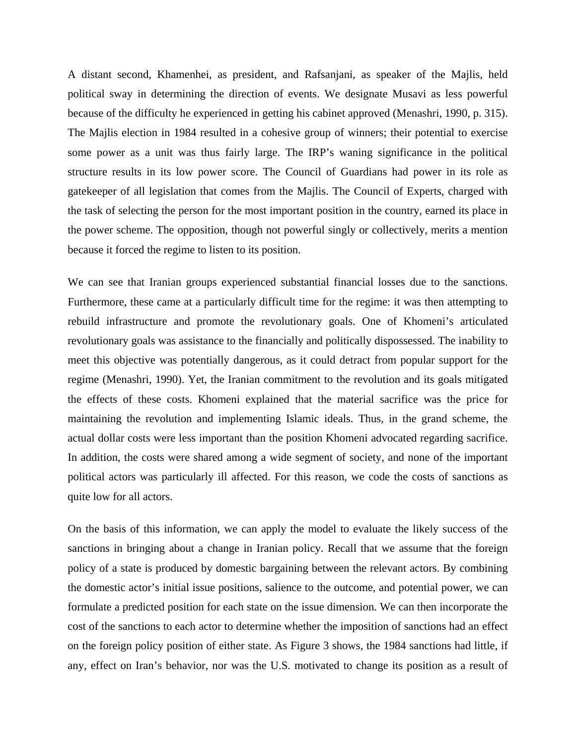A distant second, Khamenhei, as president, and Rafsanjani, as speaker of the Majlis, held political sway in determining the direction of events. We designate Musavi as less powerful because of the difficulty he experienced in getting his cabinet approved (Menashri, 1990, p. 315). The Majlis election in 1984 resulted in a cohesive group of winners; their potential to exercise some power as a unit was thus fairly large. The IRP's waning significance in the political structure results in its low power score. The Council of Guardians had power in its role as gatekeeper of all legislation that comes from the Majlis. The Council of Experts, charged with the task of selecting the person for the most important position in the country, earned its place in the power scheme. The opposition, though not powerful singly or collectively, merits a mention because it forced the regime to listen to its position.

We can see that Iranian groups experienced substantial financial losses due to the sanctions. Furthermore, these came at a particularly difficult time for the regime: it was then attempting to rebuild infrastructure and promote the revolutionary goals. One of Khomeni's articulated revolutionary goals was assistance to the financially and politically dispossessed. The inability to meet this objective was potentially dangerous, as it could detract from popular support for the regime (Menashri, 1990). Yet, the Iranian commitment to the revolution and its goals mitigated the effects of these costs. Khomeni explained that the material sacrifice was the price for maintaining the revolution and implementing Islamic ideals. Thus, in the grand scheme, the actual dollar costs were less important than the position Khomeni advocated regarding sacrifice. In addition, the costs were shared among a wide segment of society, and none of the important political actors was particularly ill affected. For this reason, we code the costs of sanctions as quite low for all actors.

On the basis of this information, we can apply the model to evaluate the likely success of the sanctions in bringing about a change in Iranian policy. Recall that we assume that the foreign policy of a state is produced by domestic bargaining between the relevant actors. By combining the domestic actor's initial issue positions, salience to the outcome, and potential power, we can formulate a predicted position for each state on the issue dimension. We can then incorporate the cost of the sanctions to each actor to determine whether the imposition of sanctions had an effect on the foreign policy position of either state. As Figure 3 shows, the 1984 sanctions had little, if any, effect on Iran's behavior, nor was the U.S. motivated to change its position as a result of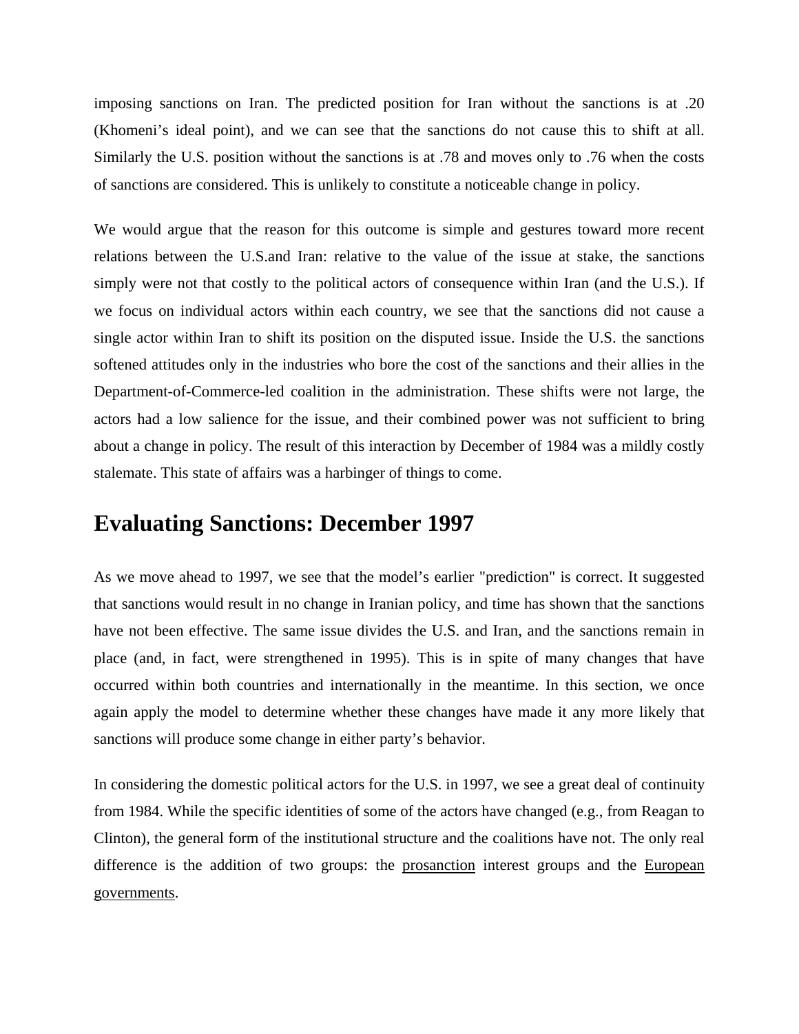imposing sanctions on Iran. The predicted position for Iran without the sanctions is at .20 (Khomeni's ideal point), and we can see that the sanctions do not cause this to shift at all. Similarly the U.S. position without the sanctions is at .78 and moves only to .76 when the costs of sanctions are considered. This is unlikely to constitute a noticeable change in policy.

We would argue that the reason for this outcome is simple and gestures toward more recent relations between the U.S.and Iran: relative to the value of the issue at stake, the sanctions simply were not that costly to the political actors of consequence within Iran (and the U.S.). If we focus on individual actors within each country, we see that the sanctions did not cause a single actor within Iran to shift its position on the disputed issue. Inside the U.S. the sanctions softened attitudes only in the industries who bore the cost of the sanctions and their allies in the Department-of-Commerce-led coalition in the administration. These shifts were not large, the actors had a low salience for the issue, and their combined power was not sufficient to bring about a change in policy. The result of this interaction by December of 1984 was a mildly costly stalemate. This state of affairs was a harbinger of things to come.

## Evaluating Sanctions: December 1997

As we move ahead to 1997, we see that the model's earlier "prediction" is correct. It suggested that sanctions would result in no change in Iranian policy, and time has shown that the sanctions have not been effective. The same issue divides the U.S. and Iran, and the sanctions remain in place (and, in fact, were strengthened in 1995). This is in spite of many changes that have occurred within both countries and internationally in the meantime. In this section, we once again apply the model to determine whether these changes have made it any more likely that sanctions will produce some change in either party's behavior.

In considering the domestic political actors for the U.S. in 1997, we see a great deal of continuity from 1984. While the specific identities of some of the actors have changed (e.g., from Reagan to Clinton), the general form of the institutional structure and the coalitions have not. The only real difference is the addition of two groups: the <u>prosanction</u> interest groups and the <u>European governments</u>.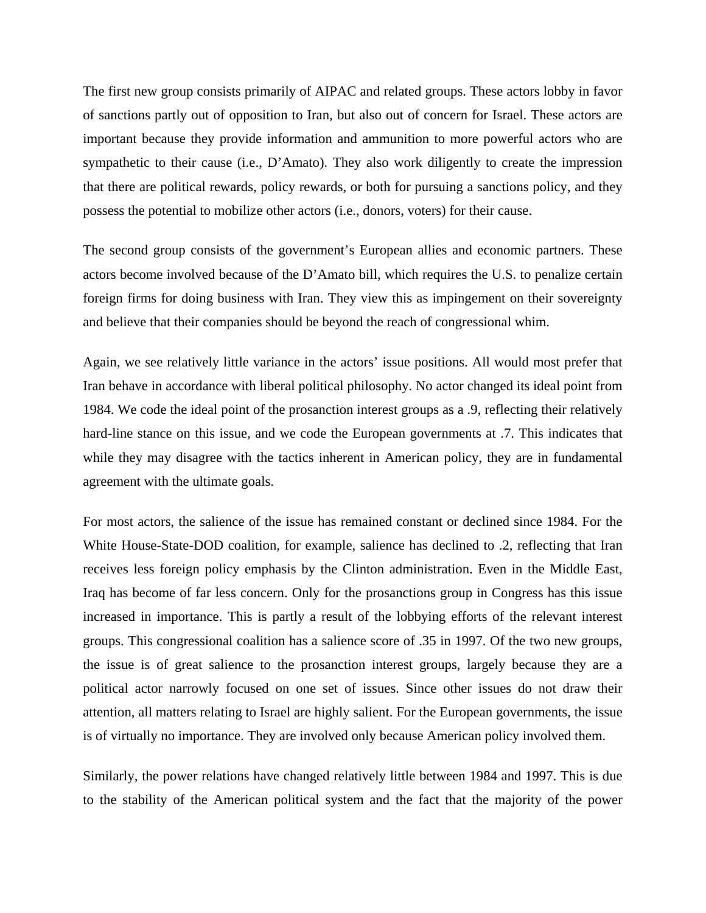The first new group consists primarily of AIPAC and related groups. These actors lobby in favor of sanctions partly out of opposition to Iran, but also out of concern for Israel. These actors are important because they provide information and ammunition to more powerful actors who are sympathetic to their cause (i.e., D'Amato). They also work diligently to create the impression that there are political rewards, policy rewards, or both for pursuing a sanctions policy, and they possess the potential to mobilize other actors (i.e., donors, voters) for their cause.

The second group consists of the government's European allies and economic partners. These actors become involved because of the D'Amato bill, which requires the U.S. to penalize certain foreign firms for doing business with Iran. They view this as impingement on their sovereignty and believe that their companies should be beyond the reach of congressional whim.

Again, we see relatively little variance in the actors' issue positions. All would most prefer that Iran behave in accordance with liberal political philosophy. No actor changed its ideal point from 1984. We code the ideal point of the prosanction interest groups as a .9, reflecting their relatively hard-line stance on this issue, and we code the European governments at .7. This indicates that while they may disagree with the tactics inherent in American policy, they are in fundamental agreement with the ultimate goals.

For most actors, the salience of the issue has remained constant or declined since 1984. For the White House-State-DOD coalition, for example, salience has declined to .2, reflecting that Iran receives less foreign policy emphasis by the Clinton administration. Even in the Middle East, Iraq has become of far less concern. Only for the prosanctions group in Congress has this issue increased in importance. This is partly a result of the lobbying efforts of the relevant interest groups. This congressional coalition has a salience score of .35 in 1997. Of the two new groups, the issue is of great salience to the prosanction interest groups, largely because they are a political actor narrowly focused on one set of issues. Since other issues do not draw their attention, all matters relating to Israel are highly salient. For the European governments, the issue is of virtually no importance. They are involved only because American policy involved them.

Similarly, the power relations have changed relatively little between 1984 and 1997. This is due to the stability of the American political system and the fact that the majority of the power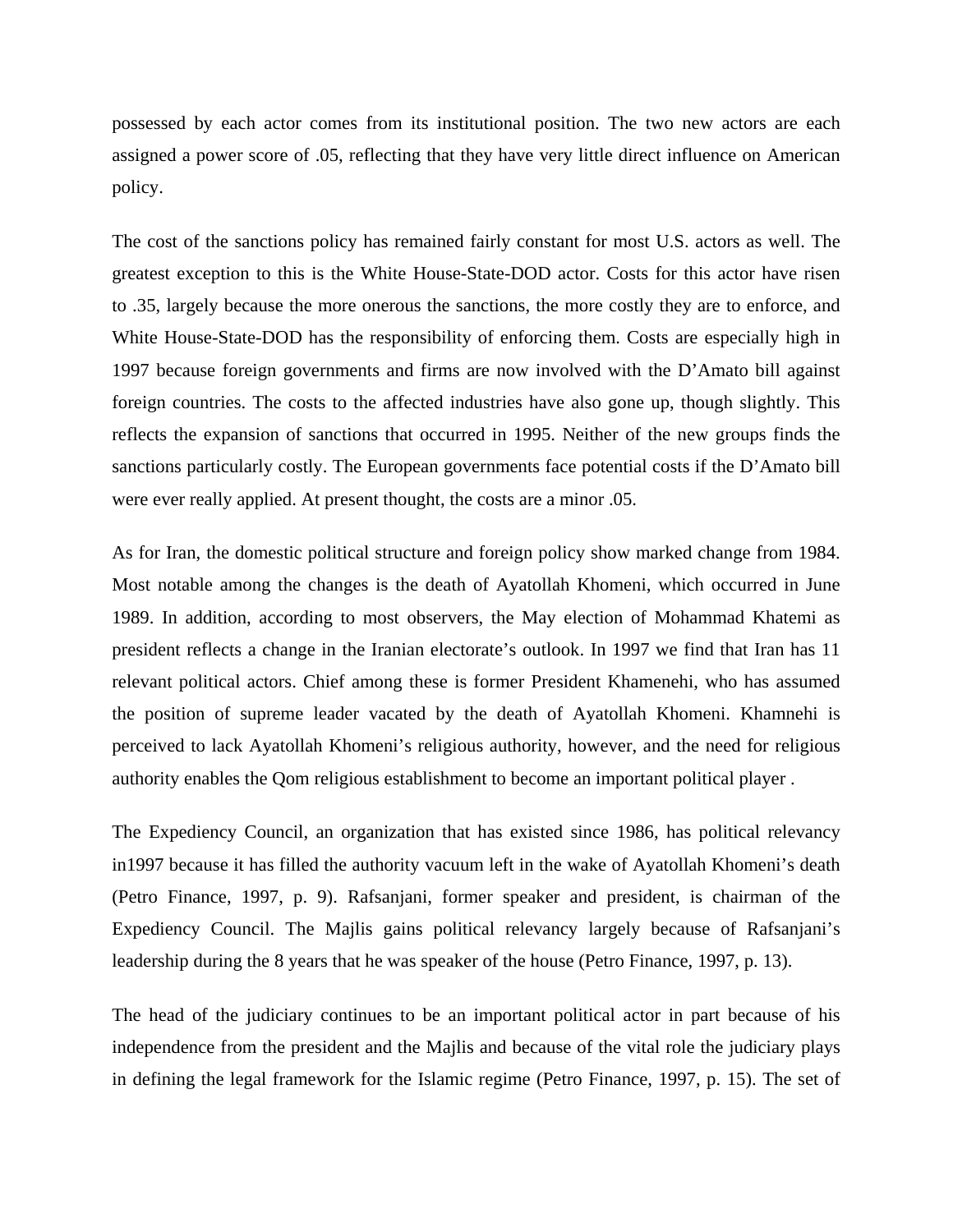possessed by each actor comes from its institutional position. The two new actors are each assigned a power score of .05, reflecting that they have very little direct influence on American policy.

The cost of the sanctions policy has remained fairly constant for most U.S. actors as well. The greatest exception to this is the White House-State-DOD actor. Costs for this actor have risen to .35, largely because the more onerous the sanctions, the more costly they are to enforce, and White House-State-DOD has the responsibility of enforcing them. Costs are especially high in 1997 because foreign governments and firms are now involved with the D'Amato bill against foreign countries. The costs to the affected industries have also gone up, though slightly. This reflects the expansion of sanctions that occurred in 1995. Neither of the new groups finds the sanctions particularly costly. The European governments face potential costs if the D'Amato bill were ever really applied. At present thought, the costs are a minor .05.

As for Iran, the domestic political structure and foreign policy show marked change from 1984. Most notable among the changes is the death of Ayatollah Khomeni, which occurred in June 1989. In addition, according to most observers, the May election of Mohammad Khatemi as president reflects a change in the Iranian electorate's outlook. In 1997 we find that Iran has 11 relevant political actors. Chief among these is former President Khamenehi, who has assumed the position of supreme leader vacated by the death of Ayatollah Khomeni. Khamnehi is perceived to lack Ayatollah Khomeni's religious authority, however, and the need for religious authority enables the Qom religious establishment to become an important political player .

The Expediency Council, an organization that has existed since 1986, has political relevancy in1997 because it has filled the authority vacuum left in the wake of Ayatollah Khomeni's death (Petro Finance, 1997, p. 9). Rafsanjani, former speaker and president, is chairman of the Expediency Council. The Majlis gains political relevancy largely because of Rafsanjani's leadership during the 8 years that he was speaker of the house (Petro Finance, 1997, p. 13).

The head of the judiciary continues to be an important political actor in part because of his independence from the president and the Majlis and because of the vital role the judiciary plays in defining the legal framework for the Islamic regime (Petro Finance, 1997, p. 15). The set of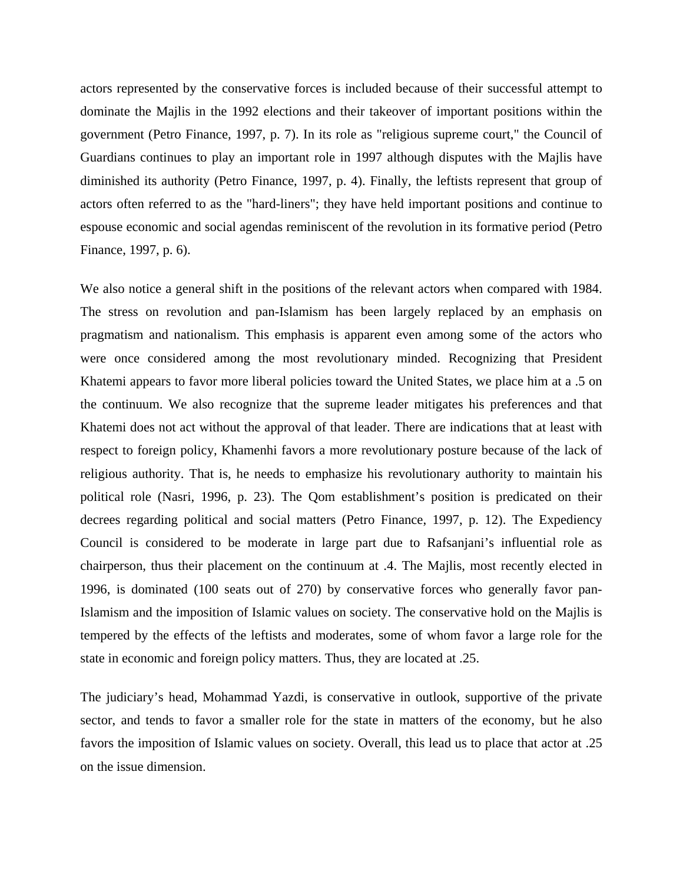actors represented by the conservative forces is included because of their successful attempt to dominate the Majlis in the 1992 elections and their takeover of important positions within the government (Petro Finance, 1997, p. 7). In its role as "religious supreme court," the Council of Guardians continues to play an important role in 1997 although disputes with the Majlis have diminished its authority (Petro Finance, 1997, p. 4). Finally, the leftists represent that group of actors often referred to as the "hard-liners"; they have held important positions and continue to espouse economic and social agendas reminiscent of the revolution in its formative period (Petro Finance, 1997, p. 6).

We also notice a general shift in the positions of the relevant actors when compared with 1984. The stress on revolution and pan-Islamism has been largely replaced by an emphasis on pragmatism and nationalism. This emphasis is apparent even among some of the actors who were once considered among the most revolutionary minded. Recognizing that President Khatemi appears to favor more liberal policies toward the United States, we place him at a .5 on the continuum. We also recognize that the supreme leader mitigates his preferences and that Khatemi does not act without the approval of that leader. There are indications that at least with respect to foreign policy, Khamenhi favors a more revolutionary posture because of the lack of religious authority. That is, he needs to emphasize his revolutionary authority to maintain his political role (Nasri, 1996, p. 23). The Qom establishment's position is predicated on their decrees regarding political and social matters (Petro Finance, 1997, p. 12). The Expediency Council is considered to be moderate in large part due to Rafsanjani's influential role as chairperson, thus their placement on the continuum at .4. The Majlis, most recently elected in 1996, is dominated (100 seats out of 270) by conservative forces who generally favor pan-Islamism and the imposition of Islamic values on society. The conservative hold on the Majlis is tempered by the effects of the leftists and moderates, some of whom favor a large role for the state in economic and foreign policy matters. Thus, they are located at .25.

The judiciary's head, Mohammad Yazdi, is conservative in outlook, supportive of the private sector, and tends to favor a smaller role for the state in matters of the economy, but he also favors the imposition of Islamic values on society. Overall, this lead us to place that actor at .25 on the issue dimension.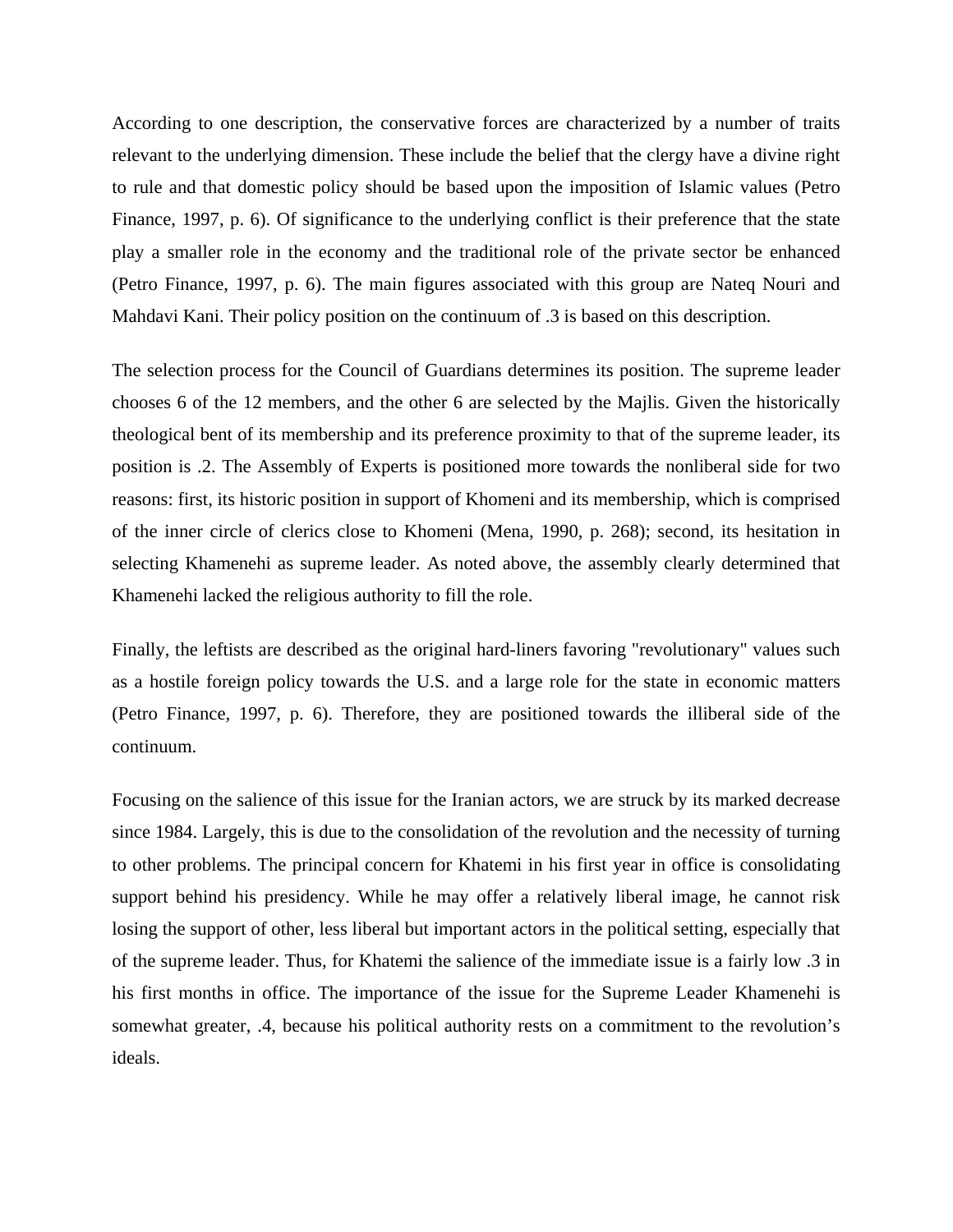According to one description, the conservative forces are characterized by a number of traits relevant to the underlying dimension. These include the belief that the clergy have a divine right to rule and that domestic policy should be based upon the imposition of Islamic values (Petro Finance, 1997, p. 6). Of significance to the underlying conflict is their preference that the state play a smaller role in the economy and the traditional role of the private sector be enhanced (Petro Finance, 1997, p. 6). The main figures associated with this group are Nateq Nouri and Mahdavi Kani. Their policy position on the continuum of .3 is based on this description.

The selection process for the Council of Guardians determines its position. The supreme leader chooses 6 of the 12 members, and the other 6 are selected by the Majlis. Given the historically theological bent of its membership and its preference proximity to that of the supreme leader, its position is .2. The Assembly of Experts is positioned more towards the nonliberal side for two reasons: first, its historic position in support of Khomeni and its membership, which is comprised of the inner circle of clerics close to Khomeni (Mena, 1990, p. 268); second, its hesitation in selecting Khamenehi as supreme leader. As noted above, the assembly clearly determined that Khamenehi lacked the religious authority to fill the role.

Finally, the leftists are described as the original hard-liners favoring "revolutionary" values such as a hostile foreign policy towards the U.S. and a large role for the state in economic matters (Petro Finance, 1997, p. 6). Therefore, they are positioned towards the illiberal side of the continuum.

Focusing on the salience of this issue for the Iranian actors, we are struck by its marked decrease since 1984. Largely, this is due to the consolidation of the revolution and the necessity of turning to other problems. The principal concern for Khatemi in his first year in office is consolidating support behind his presidency. While he may offer a relatively liberal image, he cannot risk losing the support of other, less liberal but important actors in the political setting, especially that of the supreme leader. Thus, for Khatemi the salience of the immediate issue is a fairly low .3 in his first months in office. The importance of the issue for the Supreme Leader Khamenehi is somewhat greater, .4, because his political authority rests on a commitment to the revolution's ideals.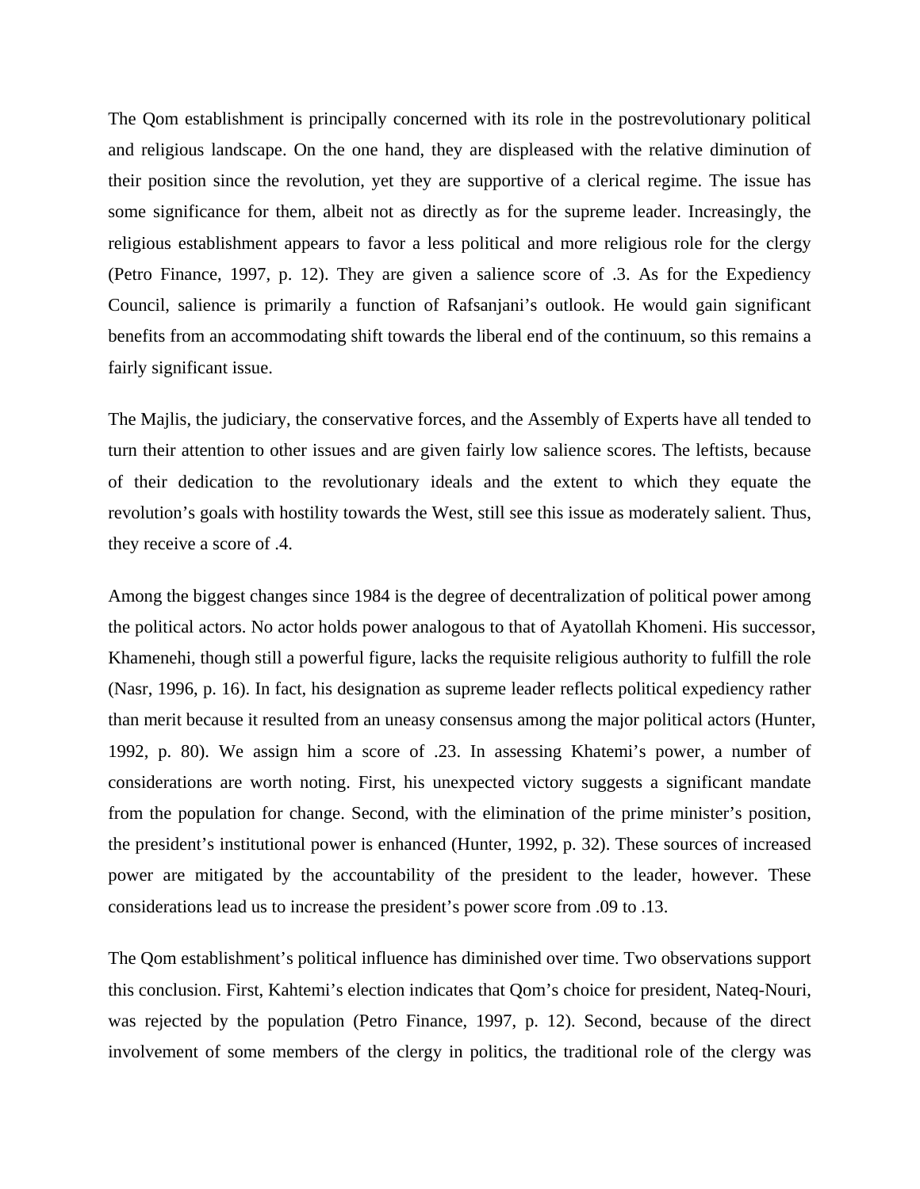The Qom establishment is principally concerned with its role in the postrevolutionary political and religious landscape. On the one hand, they are displeased with the relative diminution of their position since the revolution, yet they are supportive of a clerical regime. The issue has some significance for them, albeit not as directly as for the supreme leader. Increasingly, the religious establishment appears to favor a less political and more religious role for the clergy (Petro Finance, 1997, p. 12). They are given a salience score of .3. As for the Expediency Council, salience is primarily a function of Rafsanjani's outlook. He would gain significant benefits from an accommodating shift towards the liberal end of the continuum, so this remains a fairly significant issue.

The Majlis, the judiciary, the conservative forces, and the Assembly of Experts have all tended to turn their attention to other issues and are given fairly low salience scores. The leftists, because of their dedication to the revolutionary ideals and the extent to which they equate the revolution's goals with hostility towards the West, still see this issue as moderately salient. Thus, they receive a score of .4.

Among the biggest changes since 1984 is the degree of decentralization of political power among the political actors. No actor holds power analogous to that of Ayatollah Khomeni. His successor, Khamenehi, though still a powerful figure, lacks the requisite religious authority to fulfill the role (Nasr, 1996, p. 16). In fact, his designation as supreme leader reflects political expediency rather than merit because it resulted from an uneasy consensus among the major political actors (Hunter, 1992, p. 80). We assign him a score of .23. In assessing Khatemi's power, a number of considerations are worth noting. First, his unexpected victory suggests a significant mandate from the population for change. Second, with the elimination of the prime minister's position, the president's institutional power is enhanced (Hunter, 1992, p. 32). These sources of increased power are mitigated by the accountability of the president to the leader, however. These considerations lead us to increase the president's power score from .09 to .13.

The Qom establishment's political influence has diminished over time. Two observations support this conclusion. First, Kahtemi's election indicates that Qom's choice for president, Nateq-Nouri, was rejected by the population (Petro Finance, 1997, p. 12). Second, because of the direct involvement of some members of the clergy in politics, the traditional role of the clergy was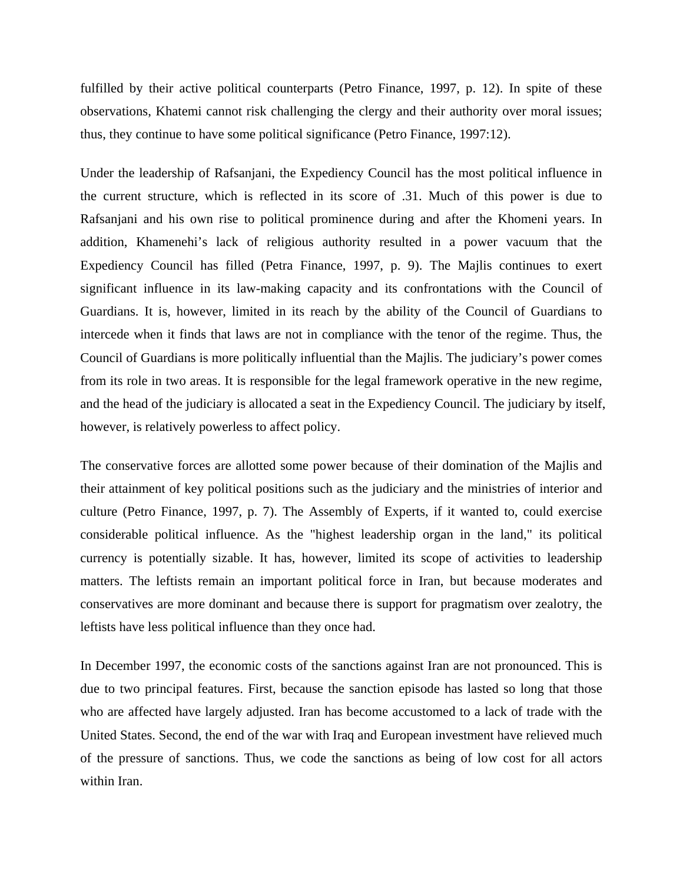fulfilled by their active political counterparts (Petro Finance, 1997, p. 12). In spite of these observations, Khatemi cannot risk challenging the clergy and their authority over moral issues; thus, they continue to have some political significance (Petro Finance, 1997:12).

Under the leadership of Rafsanjani, the Expediency Council has the most political influence in the current structure, which is reflected in its score of .31. Much of this power is due to Rafsanjani and his own rise to political prominence during and after the Khomeni years. In addition, Khamenehi's lack of religious authority resulted in a power vacuum that the Expediency Council has filled (Petra Finance, 1997, p. 9). The Majlis continues to exert significant influence in its law-making capacity and its confrontations with the Council of Guardians. It is, however, limited in its reach by the ability of the Council of Guardians to intercede when it finds that laws are not in compliance with the tenor of the regime. Thus, the Council of Guardians is more politically influential than the Majlis. The judiciary's power comes from its role in two areas. It is responsible for the legal framework operative in the new regime, and the head of the judiciary is allocated a seat in the Expediency Council. The judiciary by itself, however, is relatively powerless to affect policy.

The conservative forces are allotted some power because of their domination of the Majlis and their attainment of key political positions such as the judiciary and the ministries of interior and culture (Petro Finance, 1997, p. 7). The Assembly of Experts, if it wanted to, could exercise considerable political influence. As the "highest leadership organ in the land," its political currency is potentially sizable. It has, however, limited its scope of activities to leadership matters. The leftists remain an important political force in Iran, but because moderates and conservatives are more dominant and because there is support for pragmatism over zealotry, the leftists have less political influence than they once had.

In December 1997, the economic costs of the sanctions against Iran are not pronounced. This is due to two principal features. First, because the sanction episode has lasted so long that those who are affected have largely adjusted. Iran has become accustomed to a lack of trade with the United States. Second, the end of the war with Iraq and European investment have relieved much of the pressure of sanctions. Thus, we code the sanctions as being of low cost for all actors within Iran.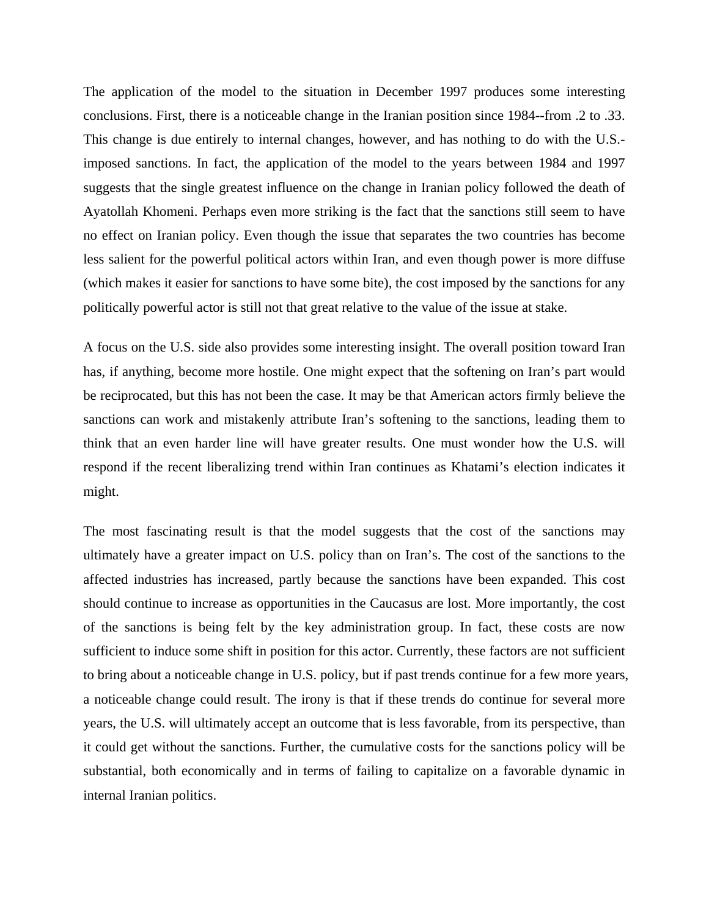The application of the model to the situation in December 1997 produces some interesting conclusions. First, there is a noticeable change in the Iranian position since 1984--from .2 to .33. This change is due entirely to internal changes, however, and has nothing to do with the U.S.-imposed sanctions. In fact, the application of the model to the years between 1984 and 1997 suggests that the single greatest influence on the change in Iranian policy followed the death of Ayatollah Khomeni. Perhaps even more striking is the fact that the sanctions still seem to have no effect on Iranian policy. Even though the issue that separates the two countries has become less salient for the powerful political actors within Iran, and even though power is more diffuse (which makes it easier for sanctions to have some bite), the cost imposed by the sanctions for any politically powerful actor is still not that great relative to the value of the issue at stake.

A focus on the U.S. side also provides some interesting insight. The overall position toward Iran has, if anything, become more hostile. One might expect that the softening on Iran's part would be reciprocated, but this has not been the case. It may be that American actors firmly believe the sanctions can work and mistakenly attribute Iran's softening to the sanctions, leading them to think that an even harder line will have greater results. One must wonder how the U.S. will respond if the recent liberalizing trend within Iran continues as Khatami's election indicates it might.

The most fascinating result is that the model suggests that the cost of the sanctions may ultimately have a greater impact on U.S. policy than on Iran's. The cost of the sanctions to the affected industries has increased, partly because the sanctions have been expanded. This cost should continue to increase as opportunities in the Caucasus are lost. More importantly, the cost of the sanctions is being felt by the key administration group. In fact, these costs are now sufficient to induce some shift in position for this actor. Currently, these factors are not sufficient to bring about a noticeable change in U.S. policy, but if past trends continue for a few more years, a noticeable change could result. The irony is that if these trends do continue for several more years, the U.S. will ultimately accept an outcome that is less favorable, from its perspective, than it could get without the sanctions. Further, the cumulative costs for the sanctions policy will be substantial, both economically and in terms of failing to capitalize on a favorable dynamic in internal Iranian politics.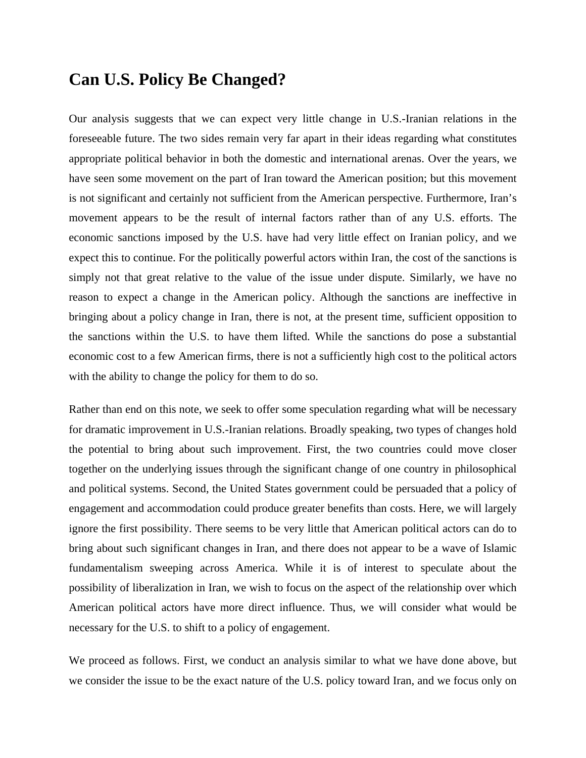## Can U.S. Policy Be Changed?

Our analysis suggests that we can expect very little change in U.S.-Iranian relations in the foreseeable future. The two sides remain very far apart in their ideas regarding what constitutes appropriate political behavior in both the domestic and international arenas. Over the years, we have seen some movement on the part of Iran toward the American position; but this movement is not significant and certainly not sufficient from the American perspective. Furthermore, Iran's movement appears to be the result of internal factors rather than of any U.S. efforts. The economic sanctions imposed by the U.S. have had very little effect on Iranian policy, and we expect this to continue. For the politically powerful actors within Iran, the cost of the sanctions is simply not that great relative to the value of the issue under dispute. Similarly, we have no reason to expect a change in the American policy. Although the sanctions are ineffective in bringing about a policy change in Iran, there is not, at the present time, sufficient opposition to the sanctions within the U.S. to have them lifted. While the sanctions do pose a substantial economic cost to a few American firms, there is not a sufficiently high cost to the political actors with the ability to change the policy for them to do so.

Rather than end on this note, we seek to offer some speculation regarding what will be necessary for dramatic improvement in U.S.-Iranian relations. Broadly speaking, two types of changes hold the potential to bring about such improvement. First, the two countries could move closer together on the underlying issues through the significant change of one country in philosophical and political systems. Second, the United States government could be persuaded that a policy of engagement and accommodation could produce greater benefits than costs. Here, we will largely ignore the first possibility. There seems to be very little that American political actors can do to bring about such significant changes in Iran, and there does not appear to be a wave of Islamic fundamentalism sweeping across America. While it is of interest to speculate about the possibility of liberalization in Iran, we wish to focus on the aspect of the relationship over which American political actors have more direct influence. Thus, we will consider what would be necessary for the U.S. to shift to a policy of engagement.

We proceed as follows. First, we conduct an analysis similar to what we have done above, but we consider the issue to be the exact nature of the U.S. policy toward Iran, and we focus only on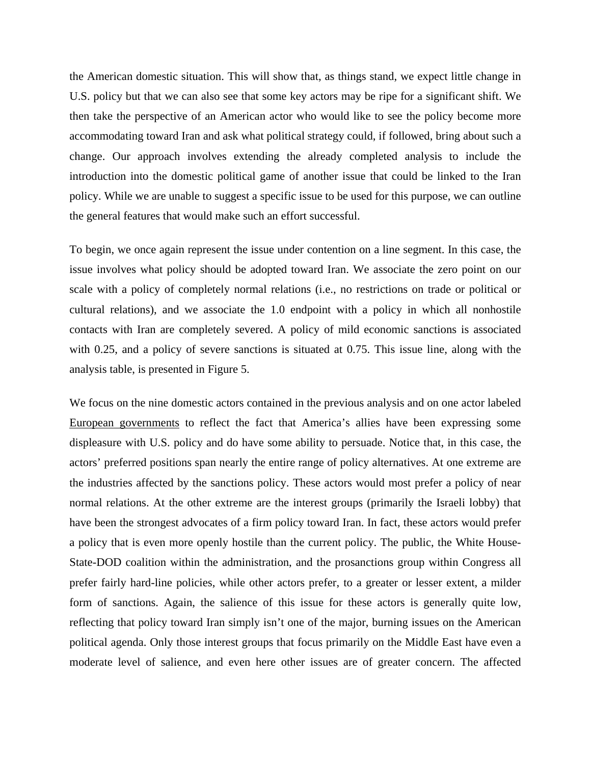the American domestic situation. This will show that, as things stand, we expect little change in U.S. policy but that we can also see that some key actors may be ripe for a significant shift. We then take the perspective of an American actor who would like to see the policy become more accommodating toward Iran and ask what political strategy could, if followed, bring about such a change. Our approach involves extending the already completed analysis to include the introduction into the domestic political game of another issue that could be linked to the Iran policy. While we are unable to suggest a specific issue to be used for this purpose, we can outline the general features that would make such an effort successful.

To begin, we once again represent the issue under contention on a line segment. In this case, the issue involves what policy should be adopted toward Iran. We associate the zero point on our scale with a policy of completely normal relations (i.e., no restrictions on trade or political or cultural relations), and we associate the 1.0 endpoint with a policy in which all nonhostile contacts with Iran are completely severed. A policy of mild economic sanctions is associated with 0.25, and a policy of severe sanctions is situated at 0.75. This issue line, along with the analysis table, is presented in Figure 5.

We focus on the nine domestic actors contained in the previous analysis and on one actor labeled European governments to reflect the fact that America's allies have been expressing some displeasure with U.S. policy and do have some ability to persuade. Notice that, in this case, the actors' preferred positions span nearly the entire range of policy alternatives. At one extreme are the industries affected by the sanctions policy. These actors would most prefer a policy of near normal relations. At the other extreme are the interest groups (primarily the Israeli lobby) that have been the strongest advocates of a firm policy toward Iran. In fact, these actors would prefer a policy that is even more openly hostile than the current policy. The public, the White House-State-DOD coalition within the administration, and the prosanctions group within Congress all prefer fairly hard-line policies, while other actors prefer, to a greater or lesser extent, a milder form of sanctions. Again, the salience of this issue for these actors is generally quite low, reflecting that policy toward Iran simply isn't one of the major, burning issues on the American political agenda. Only those interest groups that focus primarily on the Middle East have even a moderate level of salience, and even here other issues are of greater concern. The affected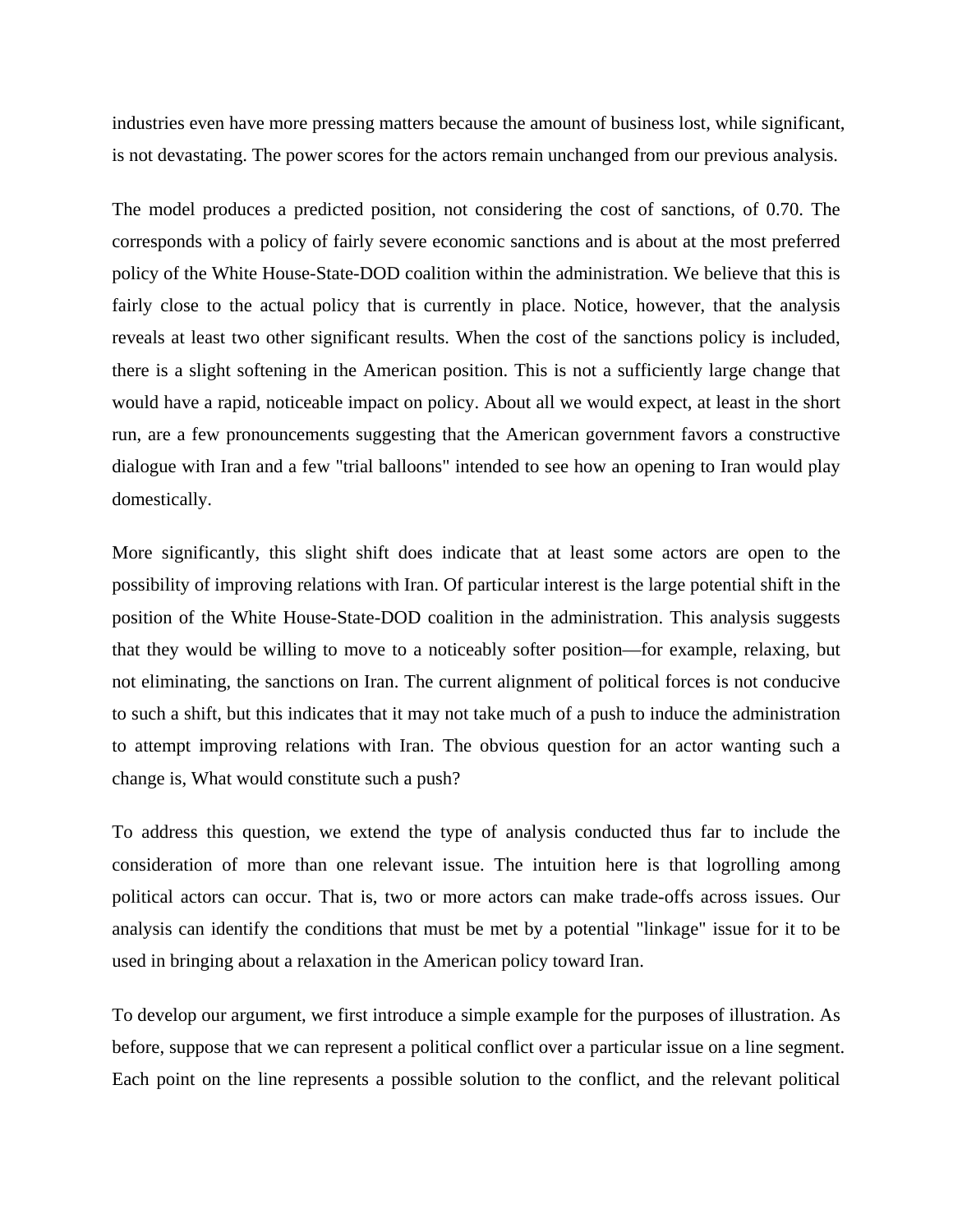industries even have more pressing matters because the amount of business lost, while significant, is not devastating. The power scores for the actors remain unchanged from our previous analysis.

The model produces a predicted position, not considering the cost of sanctions, of 0.70. The corresponds with a policy of fairly severe economic sanctions and is about at the most preferred policy of the White House-State-DOD coalition within the administration. We believe that this is fairly close to the actual policy that is currently in place. Notice, however, that the analysis reveals at least two other significant results. When the cost of the sanctions policy is included, there is a slight softening in the American position. This is not a sufficiently large change that would have a rapid, noticeable impact on policy. About all we would expect, at least in the short run, are a few pronouncements suggesting that the American government favors a constructive dialogue with Iran and a few "trial balloons" intended to see how an opening to Iran would play domestically.

More significantly, this slight shift does indicate that at least some actors are open to the possibility of improving relations with Iran. Of particular interest is the large potential shift in the position of the White House-State-DOD coalition in the administration. This analysis suggests that they would be willing to move to a noticeably softer position—for example, relaxing, but not eliminating, the sanctions on Iran. The current alignment of political forces is not conducive to such a shift, but this indicates that it may not take much of a push to induce the administration to attempt improving relations with Iran. The obvious question for an actor wanting such a change is, What would constitute such a push?

To address this question, we extend the type of analysis conducted thus far to include the consideration of more than one relevant issue. The intuition here is that logrolling among political actors can occur. That is, two or more actors can make trade-offs across issues. Our analysis can identify the conditions that must be met by a potential "linkage" issue for it to be used in bringing about a relaxation in the American policy toward Iran.

To develop our argument, we first introduce a simple example for the purposes of illustration. As before, suppose that we can represent a political conflict over a particular issue on a line segment. Each point on the line represents a possible solution to the conflict, and the relevant political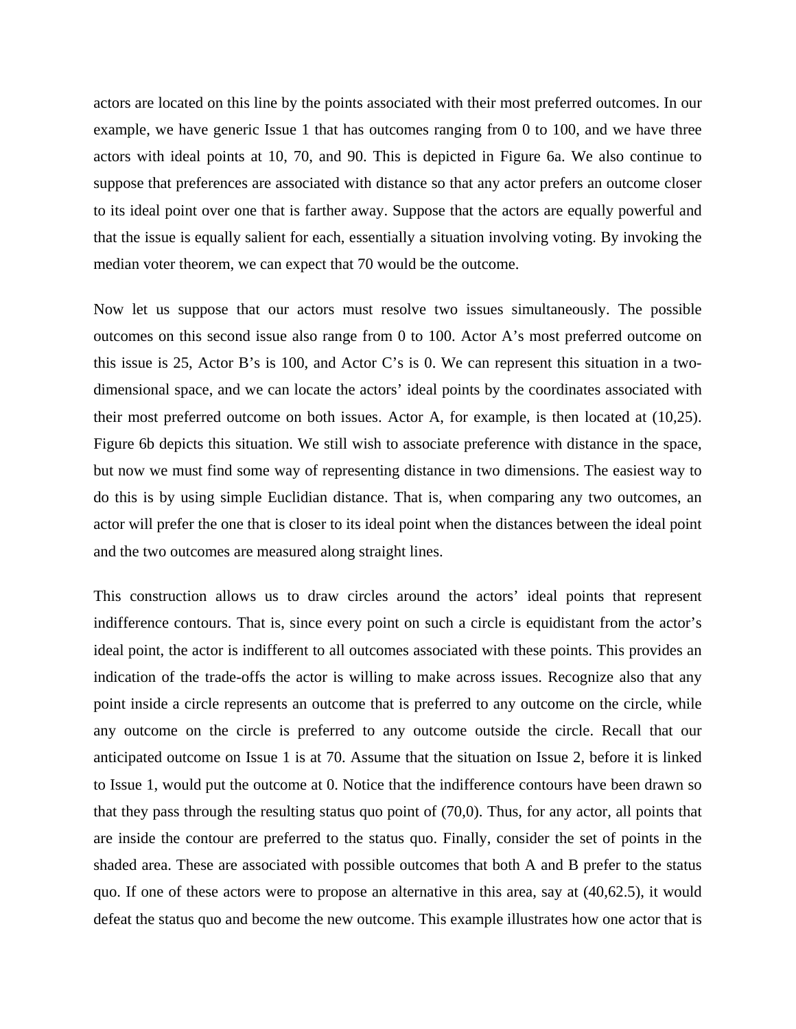actors are located on this line by the points associated with their most preferred outcomes. In our example, we have generic Issue 1 that has outcomes ranging from 0 to 100, and we have three actors with ideal points at 10, 70, and 90. This is depicted in Figure 6a. We also continue to suppose that preferences are associated with distance so that any actor prefers an outcome closer to its ideal point over one that is farther away. Suppose that the actors are equally powerful and that the issue is equally salient for each, essentially a situation involving voting. By invoking the median voter theorem, we can expect that 70 would be the outcome.

Now let us suppose that our actors must resolve two issues simultaneously. The possible outcomes on this second issue also range from 0 to 100. Actor A's most preferred outcome on this issue is 25, Actor B's is 100, and Actor C's is 0. We can represent this situation in a two-dimensional space, and we can locate the actors' ideal points by the coordinates associated with their most preferred outcome on both issues. Actor A, for example, is then located at (10,25). Figure 6b depicts this situation. We still wish to associate preference with distance in the space, but now we must find some way of representing distance in two dimensions. The easiest way to do this is by using simple Euclidian distance. That is, when comparing any two outcomes, an actor will prefer the one that is closer to its ideal point when the distances between the ideal point and the two outcomes are measured along straight lines.

This construction allows us to draw circles around the actors' ideal points that represent indifference contours. That is, since every point on such a circle is equidistant from the actor's ideal point, the actor is indifferent to all outcomes associated with these points. This provides an indication of the trade-offs the actor is willing to make across issues. Recognize also that any point inside a circle represents an outcome that is preferred to any outcome on the circle, while any outcome on the circle is preferred to any outcome outside the circle. Recall that our anticipated outcome on Issue 1 is at 70. Assume that the situation on Issue 2, before it is linked to Issue 1, would put the outcome at 0. Notice that the indifference contours have been drawn so that they pass through the resulting status quo point of (70,0). Thus, for any actor, all points that are inside the contour are preferred to the status quo. Finally, consider the set of points in the shaded area. These are associated with possible outcomes that both A and B prefer to the status quo. If one of these actors were to propose an alternative in this area, say at (40,62.5), it would defeat the status quo and become the new outcome. This example illustrates how one actor that is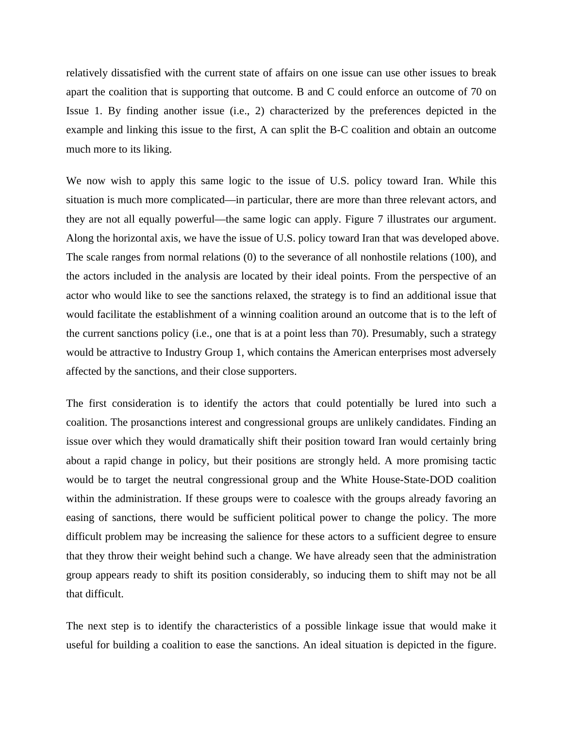relatively dissatisfied with the current state of affairs on one issue can use other issues to break apart the coalition that is supporting that outcome. B and C could enforce an outcome of 70 on Issue 1. By finding another issue (i.e., 2) characterized by the preferences depicted in the example and linking this issue to the first, A can split the B-C coalition and obtain an outcome much more to its liking.

We now wish to apply this same logic to the issue of U.S. policy toward Iran. While this situation is much more complicated—in particular, there are more than three relevant actors, and they are not all equally powerful—the same logic can apply. Figure 7 illustrates our argument. Along the horizontal axis, we have the issue of U.S. policy toward Iran that was developed above. The scale ranges from normal relations (0) to the severance of all nonhostile relations (100), and the actors included in the analysis are located by their ideal points. From the perspective of an actor who would like to see the sanctions relaxed, the strategy is to find an additional issue that would facilitate the establishment of a winning coalition around an outcome that is to the left of the current sanctions policy (i.e., one that is at a point less than 70). Presumably, such a strategy would be attractive to Industry Group 1, which contains the American enterprises most adversely affected by the sanctions, and their close supporters.

The first consideration is to identify the actors that could potentially be lured into such a coalition. The prosanctions interest and congressional groups are unlikely candidates. Finding an issue over which they would dramatically shift their position toward Iran would certainly bring about a rapid change in policy, but their positions are strongly held. A more promising tactic would be to target the neutral congressional group and the White House-State-DOD coalition within the administration. If these groups were to coalesce with the groups already favoring an easing of sanctions, there would be sufficient political power to change the policy. The more difficult problem may be increasing the salience for these actors to a sufficient degree to ensure that they throw their weight behind such a change. We have already seen that the administration group appears ready to shift its position considerably, so inducing them to shift may not be all that difficult.

The next step is to identify the characteristics of a possible linkage issue that would make it useful for building a coalition to ease the sanctions. An ideal situation is depicted in the figure.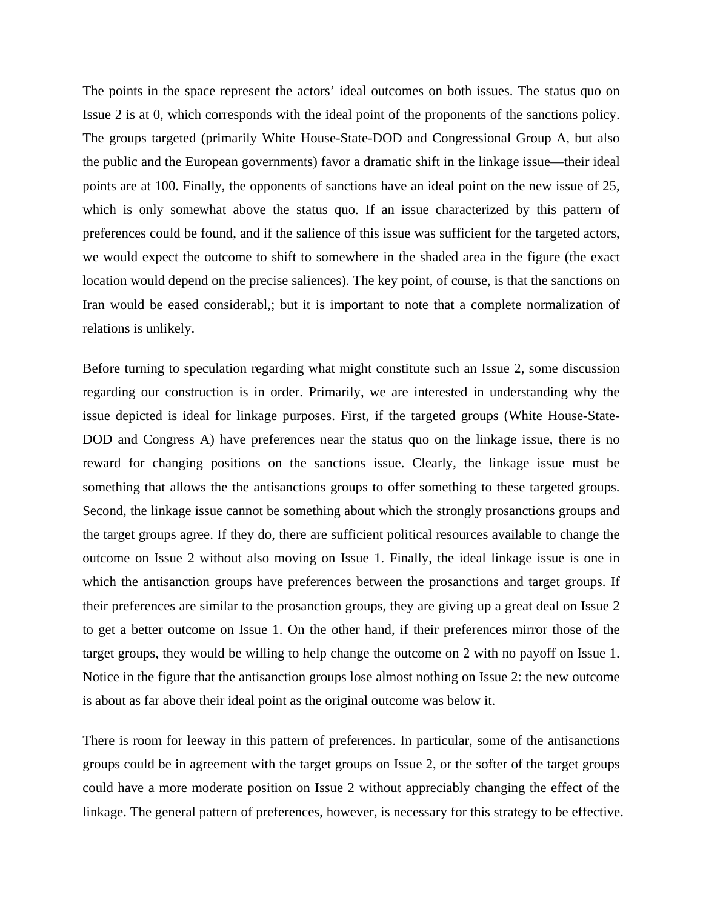The points in the space represent the actors' ideal outcomes on both issues. The status quo on Issue 2 is at 0, which corresponds with the ideal point of the proponents of the sanctions policy. The groups targeted (primarily White House-State-DOD and Congressional Group A, but also the public and the European governments) favor a dramatic shift in the linkage issue—their ideal points are at 100. Finally, the opponents of sanctions have an ideal point on the new issue of 25, which is only somewhat above the status quo. If an issue characterized by this pattern of preferences could be found, and if the salience of this issue was sufficient for the targeted actors, we would expect the outcome to shift to somewhere in the shaded area in the figure (the exact location would depend on the precise saliences). The key point, of course, is that the sanctions on Iran would be eased considerabl,; but it is important to note that a complete normalization of relations is unlikely.

Before turning to speculation regarding what might constitute such an Issue 2, some discussion regarding our construction is in order. Primarily, we are interested in understanding why the issue depicted is ideal for linkage purposes. First, if the targeted groups (White House-State-DOD and Congress A) have preferences near the status quo on the linkage issue, there is no reward for changing positions on the sanctions issue. Clearly, the linkage issue must be something that allows the the antisanctions groups to offer something to these targeted groups. Second, the linkage issue cannot be something about which the strongly prosanctions groups and the target groups agree. If they do, there are sufficient political resources available to change the outcome on Issue 2 without also moving on Issue 1. Finally, the ideal linkage issue is one in which the antisanction groups have preferences between the prosanctions and target groups. If their preferences are similar to the prosanction groups, they are giving up a great deal on Issue 2 to get a better outcome on Issue 1. On the other hand, if their preferences mirror those of the target groups, they would be willing to help change the outcome on 2 with no payoff on Issue 1. Notice in the figure that the antisanction groups lose almost nothing on Issue 2: the new outcome is about as far above their ideal point as the original outcome was below it.

There is room for leeway in this pattern of preferences. In particular, some of the antisanctions groups could be in agreement with the target groups on Issue 2, or the softer of the target groups could have a more moderate position on Issue 2 without appreciably changing the effect of the linkage. The general pattern of preferences, however, is necessary for this strategy to be effective.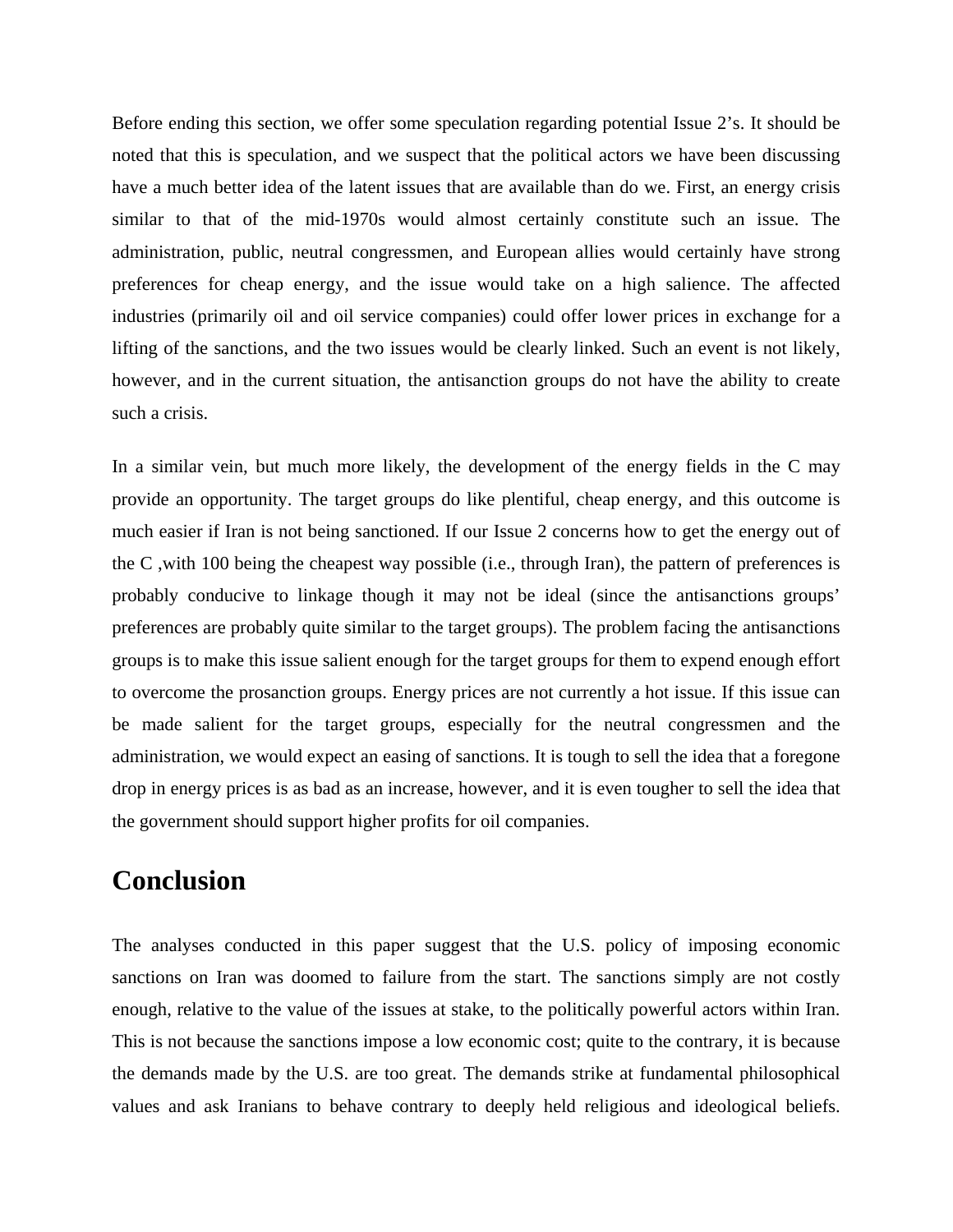Before ending this section, we offer some speculation regarding potential Issue 2's. It should be noted that this is speculation, and we suspect that the political actors we have been discussing have a much better idea of the latent issues that are available than do we. First, an energy crisis similar to that of the mid-1970s would almost certainly constitute such an issue. The administration, public, neutral congressmen, and European allies would certainly have strong preferences for cheap energy, and the issue would take on a high salience. The affected industries (primarily oil and oil service companies) could offer lower prices in exchange for a lifting of the sanctions, and the two issues would be clearly linked. Such an event is not likely, however, and in the current situation, the antisanction groups do not have the ability to create such a crisis.

In a similar vein, but much more likely, the development of the energy fields in the C may provide an opportunity. The target groups do like plentiful, cheap energy, and this outcome is much easier if Iran is not being sanctioned. If our Issue 2 concerns how to get the energy out of the C ,with 100 being the cheapest way possible (i.e., through Iran), the pattern of preferences is probably conducive to linkage though it may not be ideal (since the antisanctions groups' preferences are probably quite similar to the target groups). The problem facing the antisanctions groups is to make this issue salient enough for the target groups for them to expend enough effort to overcome the prosanction groups. Energy prices are not currently a hot issue. If this issue can be made salient for the target groups, especially for the neutral congressmen and the administration, we would expect an easing of sanctions. It is tough to sell the idea that a foregone drop in energy prices is as bad as an increase, however, and it is even tougher to sell the idea that the government should support higher profits for oil companies.

## Conclusion

The analyses conducted in this paper suggest that the U.S. policy of imposing economic sanctions on Iran was doomed to failure from the start. The sanctions simply are not costly enough, relative to the value of the issues at stake, to the politically powerful actors within Iran. This is not because the sanctions impose a low economic cost; quite to the contrary, it is because the demands made by the U.S. are too great. The demands strike at fundamental philosophical values and ask Iranians to behave contrary to deeply held religious and ideological beliefs.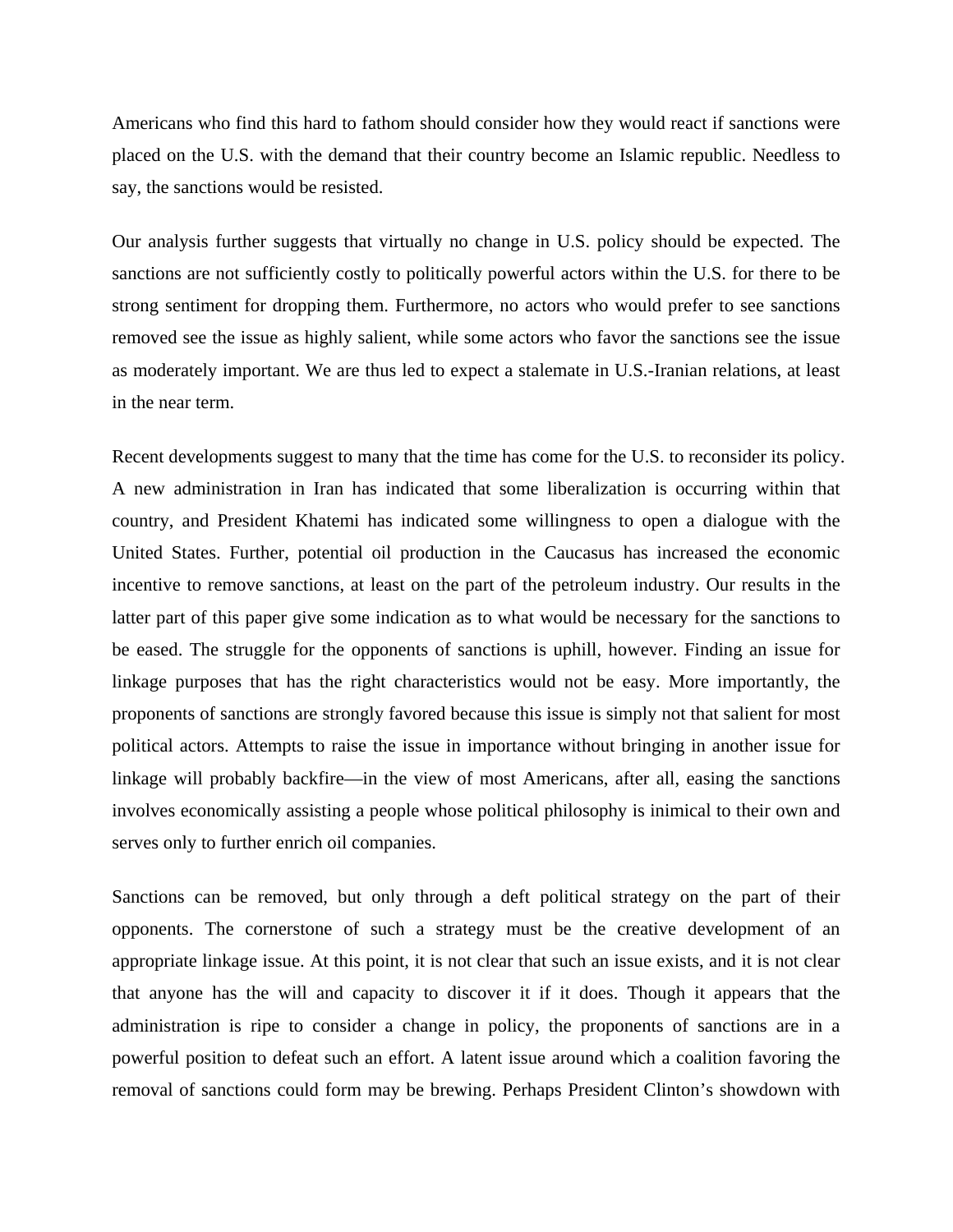Americans who find this hard to fathom should consider how they would react if sanctions were placed on the U.S. with the demand that their country become an Islamic republic. Needless to say, the sanctions would be resisted.

Our analysis further suggests that virtually no change in U.S. policy should be expected. The sanctions are not sufficiently costly to politically powerful actors within the U.S. for there to be strong sentiment for dropping them. Furthermore, no actors who would prefer to see sanctions removed see the issue as highly salient, while some actors who favor the sanctions see the issue as moderately important. We are thus led to expect a stalemate in U.S.-Iranian relations, at least in the near term.

Recent developments suggest to many that the time has come for the U.S. to reconsider its policy. A new administration in Iran has indicated that some liberalization is occurring within that country, and President Khatemi has indicated some willingness to open a dialogue with the United States. Further, potential oil production in the Caucasus has increased the economic incentive to remove sanctions, at least on the part of the petroleum industry. Our results in the latter part of this paper give some indication as to what would be necessary for the sanctions to be eased. The struggle for the opponents of sanctions is uphill, however. Finding an issue for linkage purposes that has the right characteristics would not be easy. More importantly, the proponents of sanctions are strongly favored because this issue is simply not that salient for most political actors. Attempts to raise the issue in importance without bringing in another issue for linkage will probably backfire—in the view of most Americans, after all, easing the sanctions involves economically assisting a people whose political philosophy is inimical to their own and serves only to further enrich oil companies.

Sanctions can be removed, but only through a deft political strategy on the part of their opponents. The cornerstone of such a strategy must be the creative development of an appropriate linkage issue. At this point, it is not clear that such an issue exists, and it is not clear that anyone has the will and capacity to discover it if it does. Though it appears that the administration is ripe to consider a change in policy, the proponents of sanctions are in a powerful position to defeat such an effort. A latent issue around which a coalition favoring the removal of sanctions could form may be brewing. Perhaps President Clinton's showdown with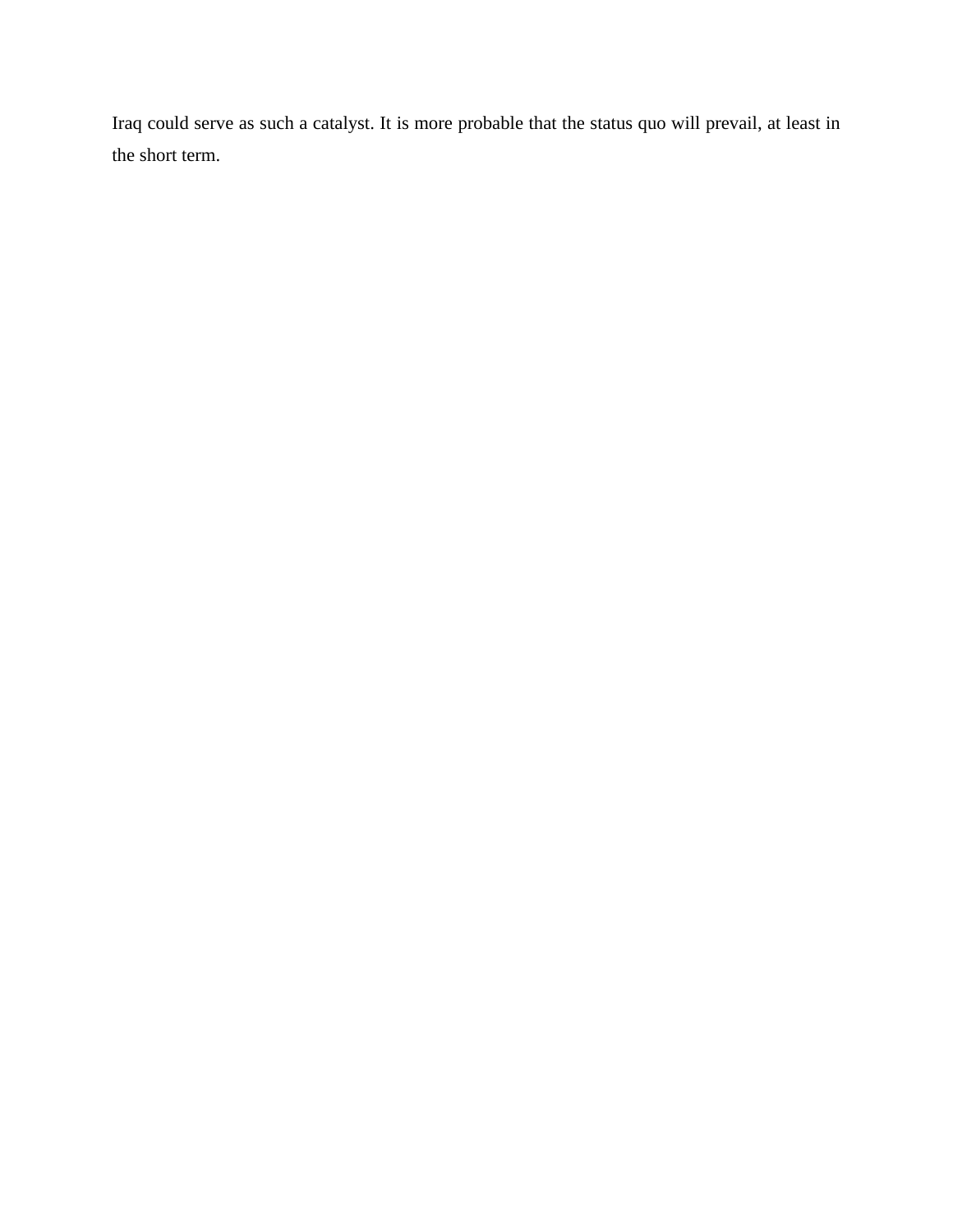Iraq could serve as such a catalyst. It is more probable that the status quo will prevail, at least in the short term.